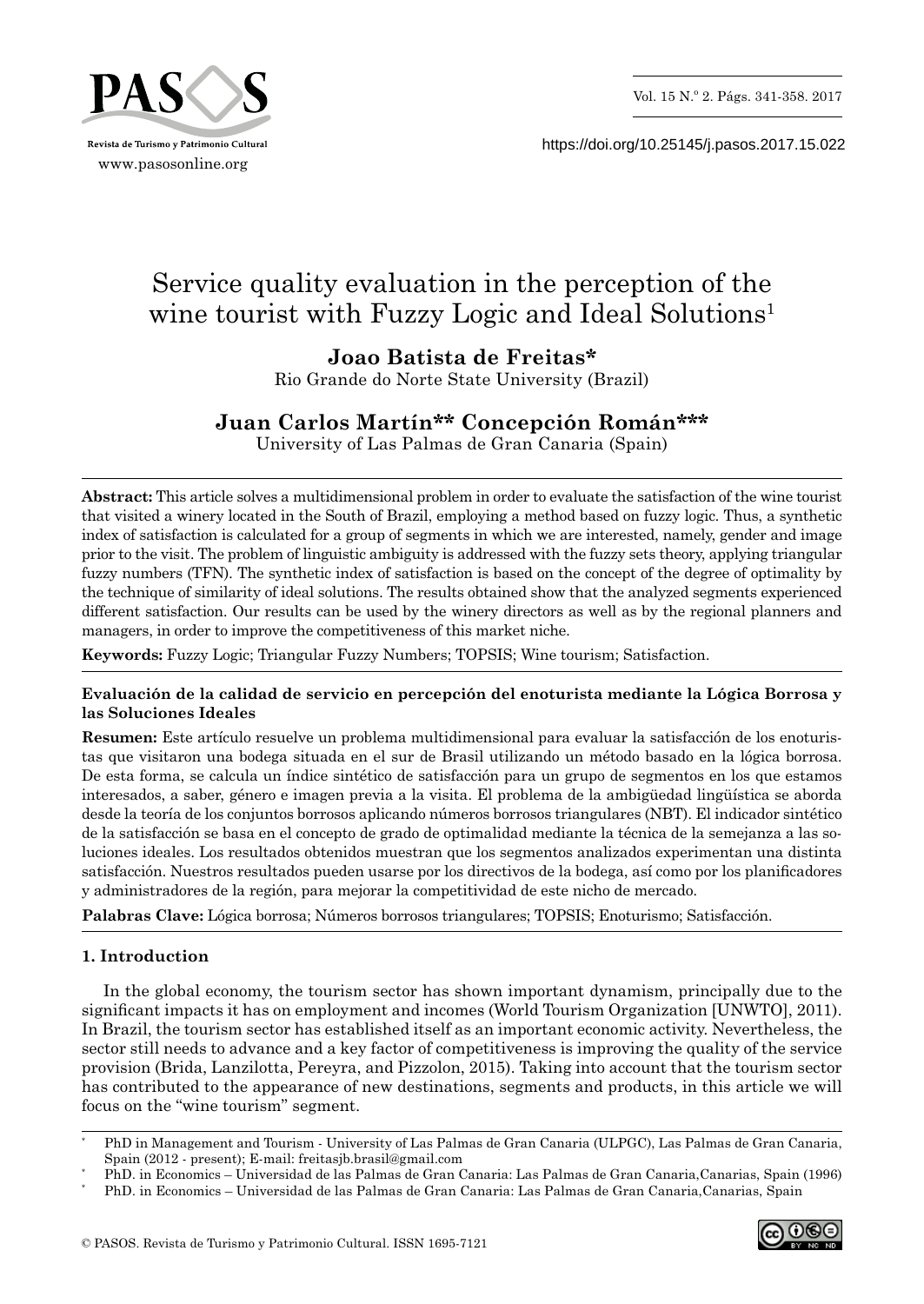# Service quality evaluation in the perception of the wine tourist with Fuzzy Logic and Ideal Solutions[1]

**Joao Batista de Freitas***
Rio Grande do Norte State University (Brazil)

**Juan Carlos Martín** Concepción Román*****
University of Las Palmas de Gran Canaria (Spain)

**Abstract:** This article solves a multidimensional problem in order to evaluate the satisfaction of the wine tourist that visited a winery located in the South of Brazil, employing a method based on fuzzy logic. Thus, a synthetic index of satisfaction is calculated for a group of segments in which we are interested, namely, gender and image prior to the visit. The problem of linguistic ambiguity is addressed with the fuzzy sets theory, applying triangular fuzzy numbers (TFN). The synthetic index of satisfaction is based on the concept of the degree of optimality by the technique of similarity of ideal solutions. The results obtained show that the analyzed segments experienced different satisfaction. Our results can be used by the winery directors as well as by the regional planners and managers, in order to improve the competitiveness of this market niche.

**Keywords:** Fuzzy Logic; Triangular Fuzzy Numbers; TOPSIS; Wine tourism; Satisfaction.

**Evaluación de la calidad de servicio en percepción del enoturista mediante la Lógica Borrosa y las Soluciones Ideales**

**Resumen:** Este artículo resuelve un problema multidimensional para evaluar la satisfacción de los enoturistas que visitaron una bodega situada en el sur de Brasil utilizando un método basado en la lógica borrosa. De esta forma, se calcula un índice sintético de satisfacción para un grupo de segmentos en los que estamos interesados, a saber, género e imagen previa a la visita. El problema de la ambigüedad lingüística se aborda desde la teoría de los conjuntos borrosos aplicando números borrosos triangulares (NBT). El indicador sintético de la satisfacción se basa en el concepto de grado de optimalidad mediante la técnica de la semejanza a las soluciones ideales. Los resultados obtenidos muestran que los segmentos analizados experimentan una distinta satisfacción. Nuestros resultados pueden usarse por los directivos de la bodega, así como por los planificadores y administradores de la región, para mejorar la competitividad de este nicho de mercado.

**Palabras Clave:** Lógica borrosa; Números borrosos triangulares; TOPSIS; Enoturismo; Satisfacción.

## 1. Introduction

In the global economy, the tourism sector has shown important dynamism, principally due to the significant impacts it has on employment and incomes (World Tourism Organization [UNWTO], 2011). In Brazil, the tourism sector has established itself as an important economic activity. Nevertheless, the sector still needs to advance and a key factor of competitiveness is improving the quality of the service provision (Brida, Lanzilotta, Pereyra, and Pizzolon, 2015). Taking into account that the tourism sector has contributed to the appearance of new destinations, segments and products, in this article we will focus on the "wine tourism" segment.

* PhD in Management and Tourism - University of Las Palmas de Gran Canaria (ULPGC), Las Palmas de Gran Canaria, Spain (2012 - present); E-mail: freitasjb.brasil@gmail.com

* PhD. in Economics – Universidad de las Palmas de Gran Canaria: Las Palmas de Gran Canaria,Canarias, Spain (1996)

* PhD. in Economics – Universidad de las Palmas de Gran Canaria: Las Palmas de Gran Canaria,Canarias, Spain

© PASOS. Revista de Turismo y Patrimonio Cultural. ISSN 1695-7121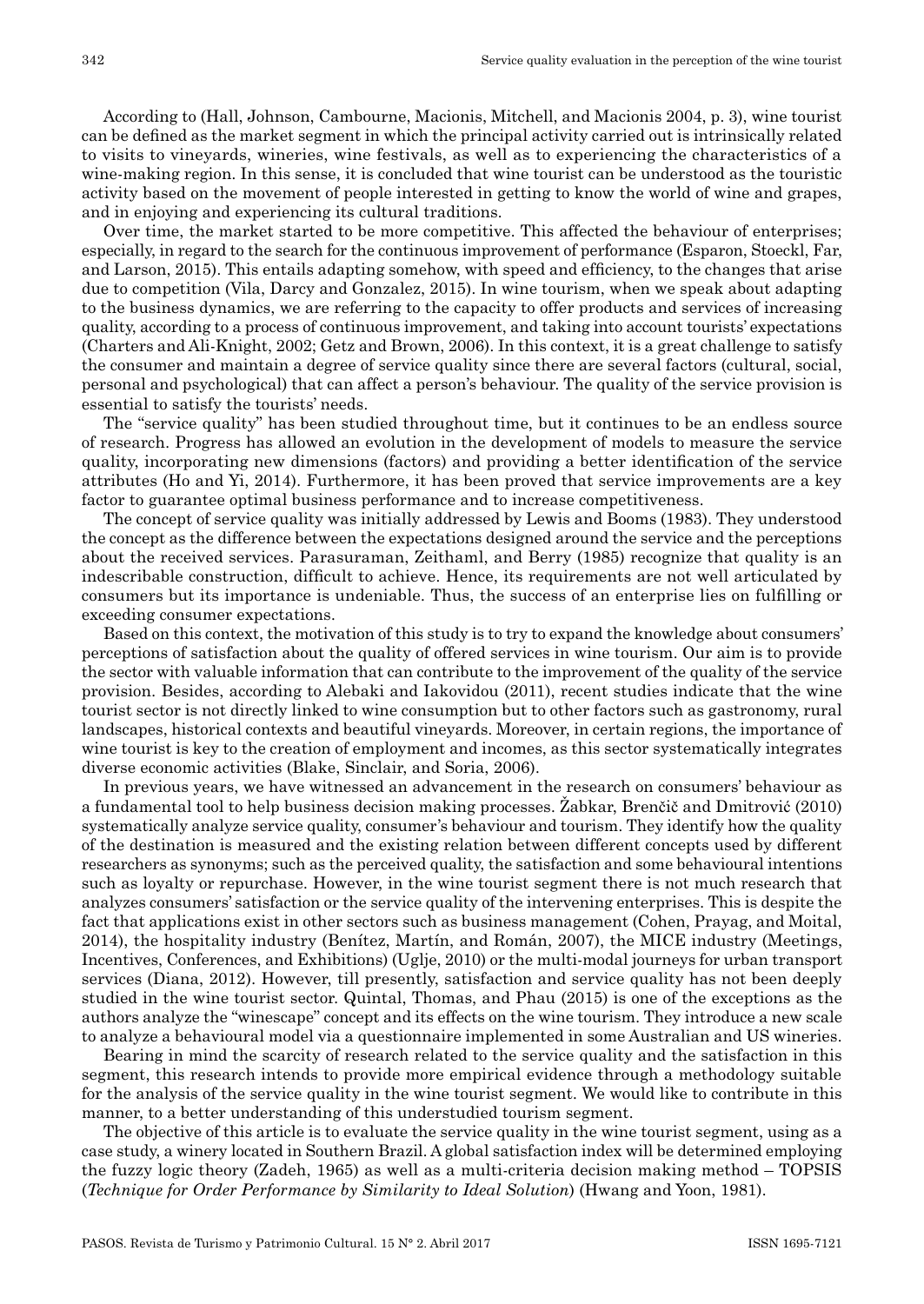According to (Hall, Johnson, Cambourne, Macionis, Mitchell, and Macionis 2004, p. 3), wine tourist can be defined as the market segment in which the principal activity carried out is intrinsically related to visits to vineyards, wineries, wine festivals, as well as to experiencing the characteristics of a wine-making region. In this sense, it is concluded that wine tourist can be understood as the touristic activity based on the movement of people interested in getting to know the world of wine and grapes, and in enjoying and experiencing its cultural traditions.

Over time, the market started to be more competitive. This affected the behaviour of enterprises; especially, in regard to the search for the continuous improvement of performance (Esparon, Stoeckl, Far, and Larson, 2015). This entails adapting somehow, with speed and efficiency, to the changes that arise due to competition (Vila, Darcy and Gonzalez, 2015). In wine tourism, when we speak about adapting to the business dynamics, we are referring to the capacity to offer products and services of increasing quality, according to a process of continuous improvement, and taking into account tourists' expectations (Charters and Ali-Knight, 2002; Getz and Brown, 2006). In this context, it is a great challenge to satisfy the consumer and maintain a degree of service quality since there are several factors (cultural, social, personal and psychological) that can affect a person's behaviour. The quality of the service provision is essential to satisfy the tourists' needs.

The "service quality" has been studied throughout time, but it continues to be an endless source of research. Progress has allowed an evolution in the development of models to measure the service quality, incorporating new dimensions (factors) and providing a better identification of the service attributes (Ho and Yi, 2014). Furthermore, it has been proved that service improvements are a key factor to guarantee optimal business performance and to increase competitiveness.

The concept of service quality was initially addressed by Lewis and Booms (1983). They understood the concept as the difference between the expectations designed around the service and the perceptions about the received services. Parasuraman, Zeithaml, and Berry (1985) recognize that quality is an indescribable construction, difficult to achieve. Hence, its requirements are not well articulated by consumers but its importance is undeniable. Thus, the success of an enterprise lies on fulfilling or exceeding consumer expectations.

Based on this context, the motivation of this study is to try to expand the knowledge about consumers' perceptions of satisfaction about the quality of offered services in wine tourism. Our aim is to provide the sector with valuable information that can contribute to the improvement of the quality of the service provision. Besides, according to Alebaki and Iakovidou (2011), recent studies indicate that the wine tourist sector is not directly linked to wine consumption but to other factors such as gastronomy, rural landscapes, historical contexts and beautiful vineyards. Moreover, in certain regions, the importance of wine tourist is key to the creation of employment and incomes, as this sector systematically integrates diverse economic activities (Blake, Sinclair, and Soria, 2006).

In previous years, we have witnessed an advancement in the research on consumers' behaviour as a fundamental tool to help business decision making processes. Žabkar, Brenčič and Dmitrović (2010) systematically analyze service quality, consumer's behaviour and tourism. They identify how the quality of the destination is measured and the existing relation between different concepts used by different researchers as synonyms; such as the perceived quality, the satisfaction and some behavioural intentions such as loyalty or repurchase. However, in the wine tourist segment there is not much research that analyzes consumers' satisfaction or the service quality of the intervening enterprises. This is despite the fact that applications exist in other sectors such as business management (Cohen, Prayag, and Moital, 2014), the hospitality industry (Benítez, Martín, and Román, 2007), the MICE industry (Meetings, Incentives, Conferences, and Exhibitions) (Uglje, 2010) or the multi-modal journeys for urban transport services (Diana, 2012). However, till presently, satisfaction and service quality has not been deeply studied in the wine tourist sector. Quintal, Thomas, and Phau (2015) is one of the exceptions as the authors analyze the "winescape" concept and its effects on the wine tourism. They introduce a new scale to analyze a behavioural model via a questionnaire implemented in some Australian and US wineries.

Bearing in mind the scarcity of research related to the service quality and the satisfaction in this segment, this research intends to provide more empirical evidence through a methodology suitable for the analysis of the service quality in the wine tourist segment. We would like to contribute in this manner, to a better understanding of this understudied tourism segment.

The objective of this article is to evaluate the service quality in the wine tourist segment, using as a case study, a winery located in Southern Brazil. A global satisfaction index will be determined employing the fuzzy logic theory (Zadeh, 1965) as well as a multi-criteria decision making method – TOPSIS (*Technique for Order Performance by Similarity to Ideal Solution*) (Hwang and Yoon, 1981).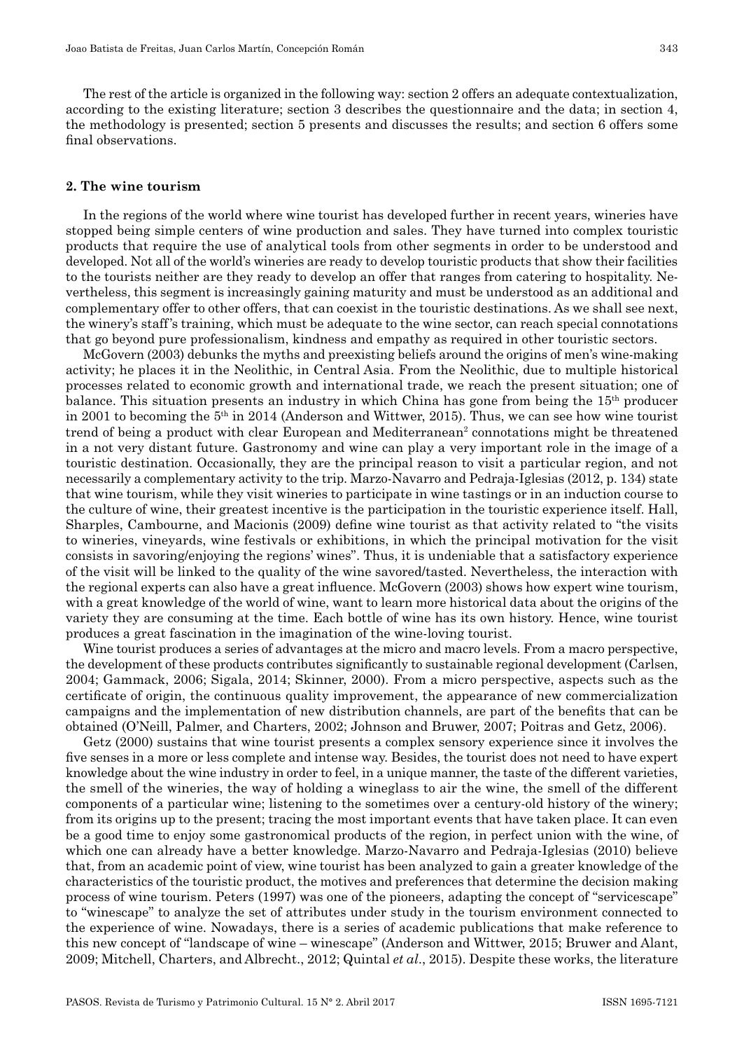The rest of the article is organized in the following way: section 2 offers an adequate contextualization, according to the existing literature; section 3 describes the questionnaire and the data; in section 4, the methodology is presented; section 5 presents and discusses the results; and section 6 offers some final observations.

## 2. The wine tourism

In the regions of the world where wine tourist has developed further in recent years, wineries have stopped being simple centers of wine production and sales. They have turned into complex touristic products that require the use of analytical tools from other segments in order to be understood and developed. Not all of the world's wineries are ready to develop touristic products that show their facilities to the tourists neither are they ready to develop an offer that ranges from catering to hospitality. Nevertheless, this segment is increasingly gaining maturity and must be understood as an additional and complementary offer to other offers, that can coexist in the touristic destinations. As we shall see next, the winery's staff's training, which must be adequate to the wine sector, can reach special connotations that go beyond pure professionalism, kindness and empathy as required in other touristic sectors.

McGovern (2003) debunks the myths and preexisting beliefs around the origins of men's wine-making activity; he places it in the Neolithic, in Central Asia. From the Neolithic, due to multiple historical processes related to economic growth and international trade, we reach the present situation; one of balance. This situation presents an industry in which China has gone from being the 15th producer in 2001 to becoming the 5th in 2014 (Anderson and Wittwer, 2015). Thus, we can see how wine tourist trend of being a product with clear European and Mediterranean[2] connotations might be threatened in a not very distant future. Gastronomy and wine can play a very important role in the image of a touristic destination. Occasionally, they are the principal reason to visit a particular region, and not necessarily a complementary activity to the trip. Marzo-Navarro and Pedraja-Iglesias (2012, p. 134) state that wine tourism, while they visit wineries to participate in wine tastings or in an induction course to the culture of wine, their greatest incentive is the participation in the touristic experience itself. Hall, Sharples, Cambourne, and Macionis (2009) define wine tourist as that activity related to "the visits to wineries, vineyards, wine festivals or exhibitions, in which the principal motivation for the visit consists in savoring/enjoying the regions' wines". Thus, it is undeniable that a satisfactory experience of the visit will be linked to the quality of the wine savored/tasted. Nevertheless, the interaction with the regional experts can also have a great influence. McGovern (2003) shows how expert wine tourism, with a great knowledge of the world of wine, want to learn more historical data about the origins of the variety they are consuming at the time. Each bottle of wine has its own history. Hence, wine tourist produces a great fascination in the imagination of the wine-loving tourist.

Wine tourist produces a series of advantages at the micro and macro levels. From a macro perspective, the development of these products contributes significantly to sustainable regional development (Carlsen, 2004; Gammack, 2006; Sigala, 2014; Skinner, 2000). From a micro perspective, aspects such as the certificate of origin, the continuous quality improvement, the appearance of new commercialization campaigns and the implementation of new distribution channels, are part of the benefits that can be obtained (O'Neill, Palmer, and Charters, 2002; Johnson and Bruwer, 2007; Poitras and Getz, 2006).

Getz (2000) sustains that wine tourist presents a complex sensory experience since it involves the five senses in a more or less complete and intense way. Besides, the tourist does not need to have expert knowledge about the wine industry in order to feel, in a unique manner, the taste of the different varieties, the smell of the wineries, the way of holding a wineglass to air the wine, the smell of the different components of a particular wine; listening to the sometimes over a century-old history of the winery; from its origins up to the present; tracing the most important events that have taken place. It can even be a good time to enjoy some gastronomical products of the region, in perfect union with the wine, of which one can already have a better knowledge. Marzo-Navarro and Pedraja-Iglesias (2010) believe that, from an academic point of view, wine tourist has been analyzed to gain a greater knowledge of the characteristics of the touristic product, the motives and preferences that determine the decision making process of wine tourism. Peters (1997) was one of the pioneers, adapting the concept of "servicescape" to "winescape" to analyze the set of attributes under study in the tourism environment connected to the experience of wine. Nowadays, there is a series of academic publications that make reference to this new concept of "landscape of wine – winescape" (Anderson and Wittwer, 2015; Bruwer and Alant, 2009; Mitchell, Charters, and Albrecht., 2012; Quintal *et al*., 2015). Despite these works, the literature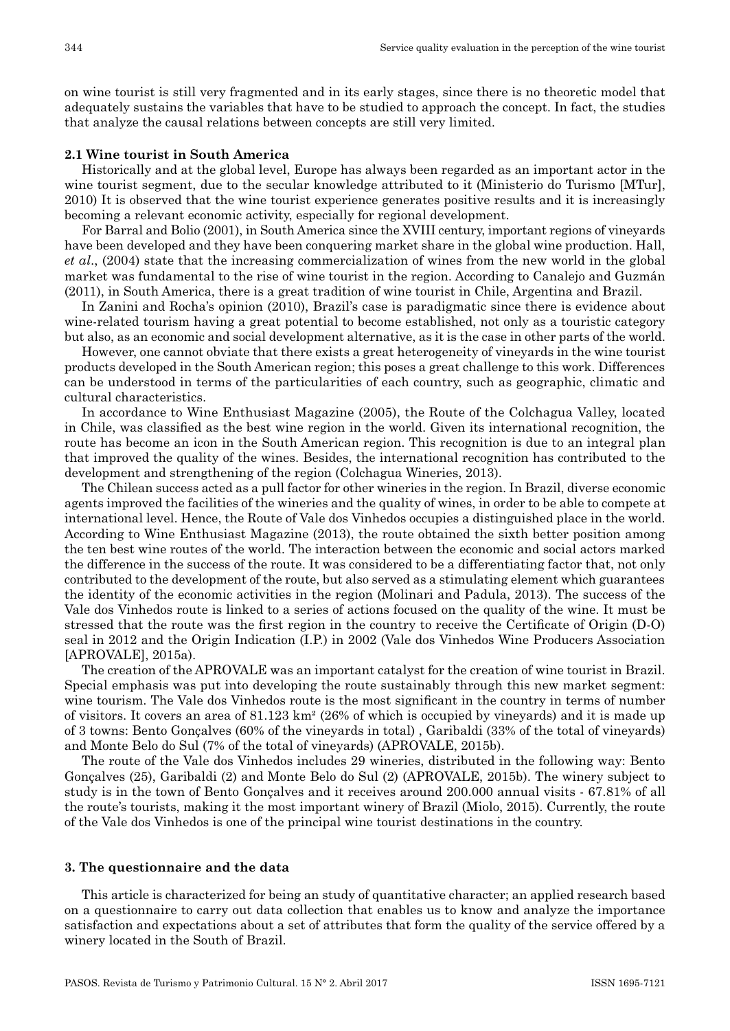on wine tourist is still very fragmented and in its early stages, since there is no theoretic model that adequately sustains the variables that have to be studied to approach the concept. In fact, the studies that analyze the causal relations between concepts are still very limited.

### 2.1 Wine tourist in South America

Historically and at the global level, Europe has always been regarded as an important actor in the wine tourist segment, due to the secular knowledge attributed to it (Ministerio do Turismo [MTur], 2010) It is observed that the wine tourist experience generates positive results and it is increasingly becoming a relevant economic activity, especially for regional development.

For Barral and Bolio (2001), in South America since the XVIII century, important regions of vineyards have been developed and they have been conquering market share in the global wine production. Hall, *et al*., (2004) state that the increasing commercialization of wines from the new world in the global market was fundamental to the rise of wine tourist in the region. According to Canalejo and Guzmán (2011), in South America, there is a great tradition of wine tourist in Chile, Argentina and Brazil.

In Zanini and Rocha's opinion (2010), Brazil's case is paradigmatic since there is evidence about wine-related tourism having a great potential to become established, not only as a touristic category but also, as an economic and social development alternative, as it is the case in other parts of the world.

However, one cannot obviate that there exists a great heterogeneity of vineyards in the wine tourist products developed in the South American region; this poses a great challenge to this work. Differences can be understood in terms of the particularities of each country, such as geographic, climatic and cultural characteristics.

In accordance to Wine Enthusiast Magazine (2005), the Route of the Colchagua Valley, located in Chile, was classified as the best wine region in the world. Given its international recognition, the route has become an icon in the South American region. This recognition is due to an integral plan that improved the quality of the wines. Besides, the international recognition has contributed to the development and strengthening of the region (Colchagua Wineries, 2013).

The Chilean success acted as a pull factor for other wineries in the region. In Brazil, diverse economic agents improved the facilities of the wineries and the quality of wines, in order to be able to compete at international level. Hence, the Route of Vale dos Vinhedos occupies a distinguished place in the world. According to Wine Enthusiast Magazine (2013), the route obtained the sixth better position among the ten best wine routes of the world. The interaction between the economic and social actors marked the difference in the success of the route. It was considered to be a differentiating factor that, not only contributed to the development of the route, but also served as a stimulating element which guarantees the identity of the economic activities in the region (Molinari and Padula, 2013). The success of the Vale dos Vinhedos route is linked to a series of actions focused on the quality of the wine. It must be stressed that the route was the first region in the country to receive the Certificate of Origin (D-O) seal in 2012 and the Origin Indication (I.P.) in 2002 (Vale dos Vinhedos Wine Producers Association [APROVALE], 2015a).

The creation of the APROVALE was an important catalyst for the creation of wine tourist in Brazil. Special emphasis was put into developing the route sustainably through this new market segment: wine tourism. The Vale dos Vinhedos route is the most significant in the country in terms of number of visitors. It covers an area of 81.123 km² (26% of which is occupied by vineyards) and it is made up of 3 towns: Bento Gonçalves (60% of the vineyards in total) , Garibaldi (33% of the total of vineyards) and Monte Belo do Sul (7% of the total of vineyards) (APROVALE, 2015b).

The route of the Vale dos Vinhedos includes 29 wineries, distributed in the following way: Bento Gonçalves (25), Garibaldi (2) and Monte Belo do Sul (2) (APROVALE, 2015b). The winery subject to study is in the town of Bento Gonçalves and it receives around 200.000 annual visits - 67.81% of all the route's tourists, making it the most important winery of Brazil (Miolo, 2015). Currently, the route of the Vale dos Vinhedos is one of the principal wine tourist destinations in the country.

## 3. The questionnaire and the data

This article is characterized for being an study of quantitative character; an applied research based on a questionnaire to carry out data collection that enables us to know and analyze the importance satisfaction and expectations about a set of attributes that form the quality of the service offered by a winery located in the South of Brazil.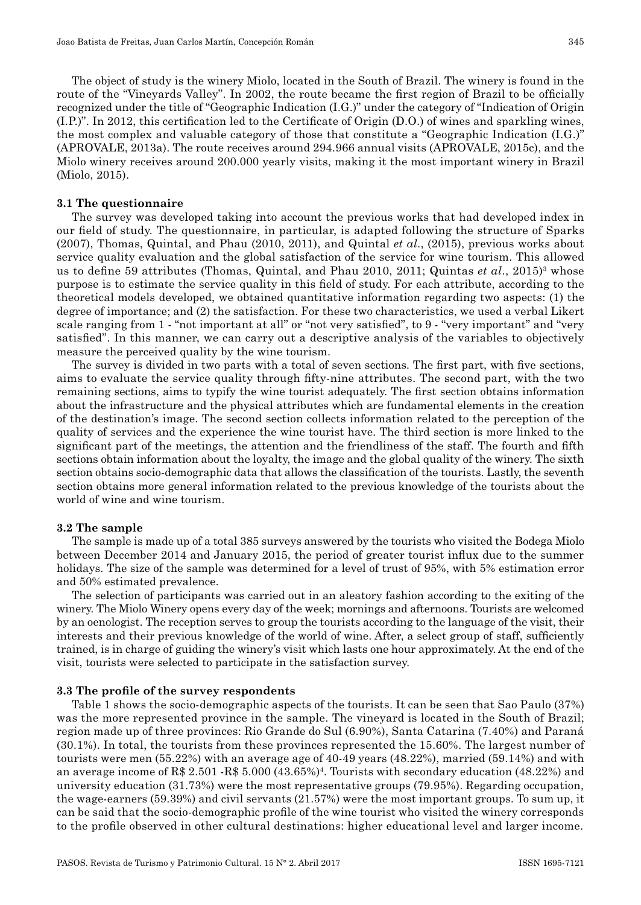The object of study is the winery Miolo, located in the South of Brazil. The winery is found in the route of the "Vineyards Valley". In 2002, the route became the first region of Brazil to be officially recognized under the title of "Geographic Indication (I.G.)" under the category of "Indication of Origin (I.P.)". In 2012, this certification led to the Certificate of Origin (D.O.) of wines and sparkling wines, the most complex and valuable category of those that constitute a "Geographic Indication (I.G.)" (APROVALE, 2013a). The route receives around 294.966 annual visits (APROVALE, 2015c), and the Miolo winery receives around 200.000 yearly visits, making it the most important winery in Brazil (Miolo, 2015).

### 3.1 The questionnaire

The survey was developed taking into account the previous works that had developed index in our field of study. The questionnaire, in particular, is adapted following the structure of Sparks (2007), Thomas, Quintal, and Phau (2010, 2011), and Quintal *et al*., (2015), previous works about service quality evaluation and the global satisfaction of the service for wine tourism. This allowed us to define 59 attributes (Thomas, Quintal, and Phau 2010, 2011; Quintas *et al*., 2015)[3] whose purpose is to estimate the service quality in this field of study. For each attribute, according to the theoretical models developed, we obtained quantitative information regarding two aspects: (1) the degree of importance; and (2) the satisfaction. For these two characteristics, we used a verbal Likert scale ranging from 1 - "not important at all" or "not very satisfied", to 9 - "very important" and "very satisfied". In this manner, we can carry out a descriptive analysis of the variables to objectively measure the perceived quality by the wine tourism.

The survey is divided in two parts with a total of seven sections. The first part, with five sections, aims to evaluate the service quality through fifty-nine attributes. The second part, with the two remaining sections, aims to typify the wine tourist adequately. The first section obtains information about the infrastructure and the physical attributes which are fundamental elements in the creation of the destination's image. The second section collects information related to the perception of the quality of services and the experience the wine tourist have. The third section is more linked to the significant part of the meetings, the attention and the friendliness of the staff. The fourth and fifth sections obtain information about the loyalty, the image and the global quality of the winery. The sixth section obtains socio-demographic data that allows the classification of the tourists. Lastly, the seventh section obtains more general information related to the previous knowledge of the tourists about the world of wine and wine tourism.

### 3.2 The sample

The sample is made up of a total 385 surveys answered by the tourists who visited the Bodega Miolo between December 2014 and January 2015, the period of greater tourist influx due to the summer holidays. The size of the sample was determined for a level of trust of 95%, with 5% estimation error and 50% estimated prevalence.

The selection of participants was carried out in an aleatory fashion according to the exiting of the winery. The Miolo Winery opens every day of the week; mornings and afternoons. Tourists are welcomed by an oenologist. The reception serves to group the tourists according to the language of the visit, their interests and their previous knowledge of the world of wine. After, a select group of staff, sufficiently trained, is in charge of guiding the winery's visit which lasts one hour approximately. At the end of the visit, tourists were selected to participate in the satisfaction survey.

### 3.3 The profile of the survey respondents

Table 1 shows the socio-demographic aspects of the tourists. It can be seen that Sao Paulo (37%) was the more represented province in the sample. The vineyard is located in the South of Brazil; region made up of three provinces: Rio Grande do Sul (6.90%), Santa Catarina (7.40%) and Paraná (30.1%). In total, the tourists from these provinces represented the 15.60%. The largest number of tourists were men (55.22%) with an average age of 40-49 years (48.22%), married (59.14%) and with an average income of R$ 2.501 -R$ 5.000 (43.65%)[4]. Tourists with secondary education (48.22%) and university education (31.73%) were the most representative groups (79.95%). Regarding occupation, the wage-earners (59.39%) and civil servants (21.57%) were the most important groups. To sum up, it can be said that the socio-demographic profile of the wine tourist who visited the winery corresponds to the profile observed in other cultural destinations: higher educational level and larger income.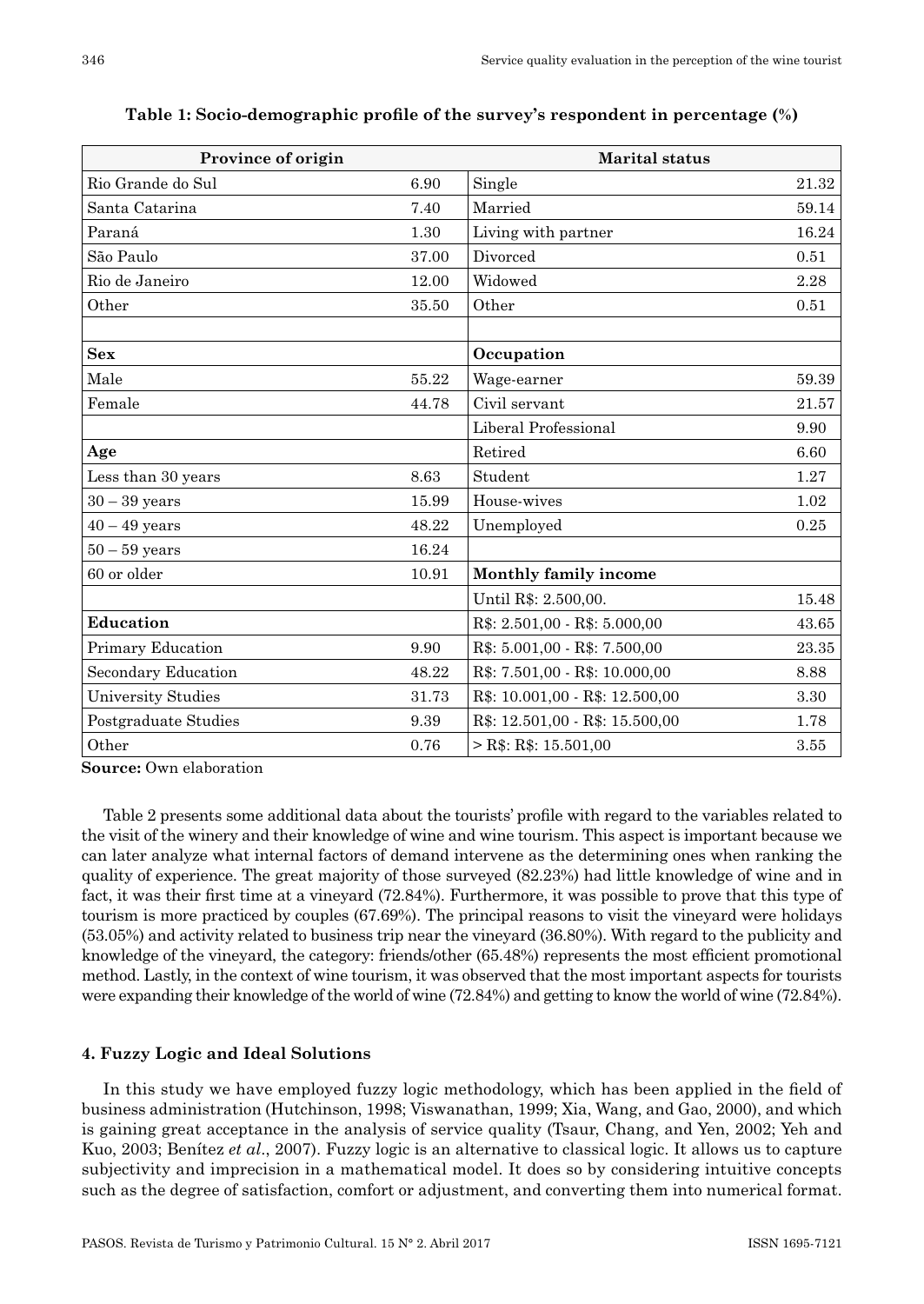**Table 1: Socio-demographic profile of the survey's respondent in percentage (%)**

| Province of origin | | Marital status | |
|---|---|---|---|
| Rio Grande do Sul | 6.90 | Single | 21.32 |
| Santa Catarina | 7.40 | Married | 59.14 |
| Paraná | 1.30 | Living with partner | 16.24 |
| São Paulo | 37.00 | Divorced | 0.51 |
| Rio de Janeiro | 12.00 | Widowed | 2.28 |
| Other | 35.50 | Other | 0.51 |
| | | | |
| **Sex** | | **Occupation** | |
| Male | 55.22 | Wage-earner | 59.39 |
| Female | 44.78 | Civil servant | 21.57 |
| | | Liberal Professional | 9.90 |
| **Age** | | Retired | 6.60 |
| Less than 30 years | 8.63 | Student | 1.27 |
| 30 – 39 years | 15.99 | House-wives | 1.02 |
| 40 – 49 years | 48.22 | Unemployed | 0.25 |
| 50 – 59 years | 16.24 | | |
| 60 or older | 10.91 | **Monthly family income** | |
| | | Until R$: 2.500,00. | 15.48 |
| **Education** | | R$: 2.501,00 - R$: 5.000,00 | 43.65 |
| Primary Education | 9.90 | R$: 5.001,00 - R$: 7.500,00 | 23.35 |
| Secondary Education | 48.22 | R$: 7.501,00 - R$: 10.000,00 | 8.88 |
| University Studies | 31.73 | R$: 10.001,00 - R$: 12.500,00 | 3.30 |
| Postgraduate Studies | 9.39 | R$: 12.501,00 - R$: 15.500,00 | 1.78 |
| Other | 0.76 | > R$: R$: 15.501,00 | 3.55 |

**Source:** Own elaboration

Table 2 presents some additional data about the tourists' profile with regard to the variables related to the visit of the winery and their knowledge of wine and wine tourism. This aspect is important because we can later analyze what internal factors of demand intervene as the determining ones when ranking the quality of experience. The great majority of those surveyed (82.23%) had little knowledge of wine and in fact, it was their first time at a vineyard (72.84%). Furthermore, it was possible to prove that this type of tourism is more practiced by couples (67.69%). The principal reasons to visit the vineyard were holidays (53.05%) and activity related to business trip near the vineyard (36.80%). With regard to the publicity and knowledge of the vineyard, the category: friends/other (65.48%) represents the most efficient promotional method. Lastly, in the context of wine tourism, it was observed that the most important aspects for tourists were expanding their knowledge of the world of wine (72.84%) and getting to know the world of wine (72.84%).

## 4. Fuzzy Logic and Ideal Solutions

In this study we have employed fuzzy logic methodology, which has been applied in the field of business administration (Hutchinson, 1998; Viswanathan, 1999; Xia, Wang, and Gao, 2000), and which is gaining great acceptance in the analysis of service quality (Tsaur, Chang, and Yen, 2002; Yeh and Kuo, 2003; Benítez *et al*., 2007). Fuzzy logic is an alternative to classical logic. It allows us to capture subjectivity and imprecision in a mathematical model. It does so by considering intuitive concepts such as the degree of satisfaction, comfort or adjustment, and converting them into numerical format.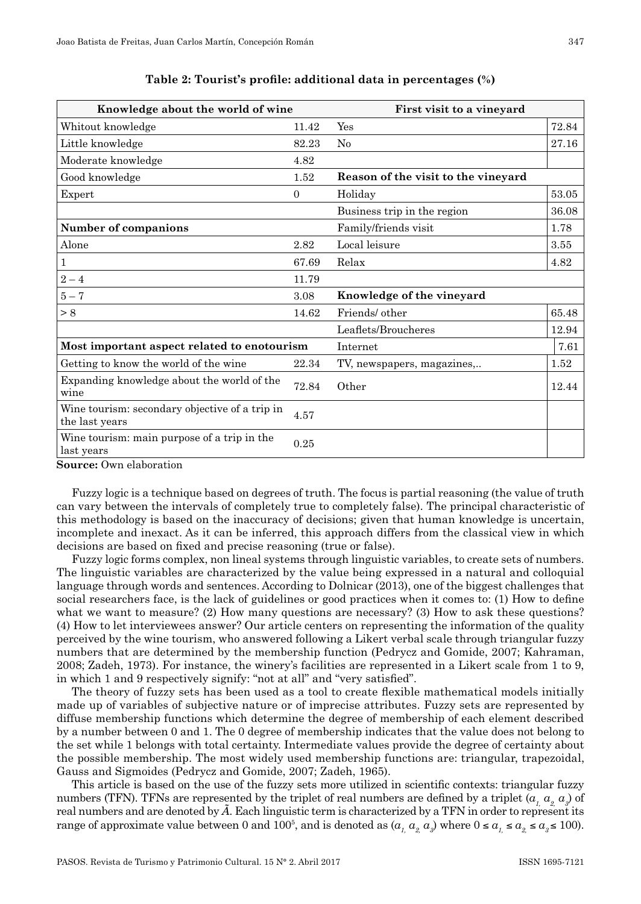**Table 2: Tourist's profile: additional data in percentages (%)**

| Knowledge about the world of wine | | First visit to a vineyard | |
|---|---|---|---|
| Whitout knowledge | 11.42 | Yes | 72.84 |
| Little knowledge | 82.23 | No | 27.16 |
| Moderate knowledge | 4.82 | | |
| Good knowledge | 1.52 | **Reason of the visit to the vineyard** | |
| Expert | 0 | Holiday | 53.05 |
| | | Business trip in the region | 36.08 |
| **Number of companions** | | Family/friends visit | 1.78 |
| Alone | 2.82 | Local leisure | 3.55 |
| 1 | 67.69 | Relax | 4.82 |
| 2 – 4 | 11.79 | | |
| 5 – 7 | 3.08 | **Knowledge of the vineyard** | |
| > 8 | 14.62 | Friends/ other | 65.48 |
| | | Leaflets/Broucheres | 12.94 |
| **Most important aspect related to enotourism** | | Internet | 7.61 |
| Getting to know the world of the wine | 22.34 | TV, newspapers, magazines,.. | 1.52 |
| Expanding knowledge about the world of the wine | 72.84 | Other | 12.44 |
| Wine tourism: secondary objective of a trip in the last years | 4.57 | | |
| Wine tourism: main purpose of a trip in the last years | 0.25 | | |

**Source:** Own elaboration

Fuzzy logic is a technique based on degrees of truth. The focus is partial reasoning (the value of truth can vary between the intervals of completely true to completely false). The principal characteristic of this methodology is based on the inaccuracy of decisions; given that human knowledge is uncertain, incomplete and inexact. As it can be inferred, this approach differs from the classical view in which decisions are based on fixed and precise reasoning (true or false).

Fuzzy logic forms complex, non lineal systems through linguistic variables, to create sets of numbers. The linguistic variables are characterized by the value being expressed in a natural and colloquial language through words and sentences. According to Dolnicar (2013), one of the biggest challenges that social researchers face, is the lack of guidelines or good practices when it comes to: (1) How to define what we want to measure? (2) How many questions are necessary? (3) How to ask these questions? (4) How to let interviewees answer? Our article centers on representing the information of the quality perceived by the wine tourism, who answered following a Likert verbal scale through triangular fuzzy numbers that are determined by the membership function (Pedrycz and Gomide, 2007; Kahraman, 2008; Zadeh, 1973). For instance, the winery's facilities are represented in a Likert scale from 1 to 9, in which 1 and 9 respectively signify: "not at all" and "very satisfied".

The theory of fuzzy sets has been used as a tool to create flexible mathematical models initially made up of variables of subjective nature or of imprecise attributes. Fuzzy sets are represented by diffuse membership functions which determine the degree of membership of each element described by a number between 0 and 1. The 0 degree of membership indicates that the value does not belong to the set while 1 belongs with total certainty. Intermediate values provide the degree of certainty about the possible membership. The most widely used membership functions are: triangular, trapezoidal, Gauss and Sigmoides (Pedrycz and Gomide, 2007; Zadeh, 1965).

This article is based on the use of the fuzzy sets more utilized in scientific contexts: triangular fuzzy numbers (TFN). TFNs are represented by the triplet of real numbers are defined by a triplet $(a_1, a_2, a_3)$ of real numbers and are denoted by $\tilde{A}$. Each linguistic term is characterized by a TFN in order to represent its range of approximate value between 0 and 100[5], and is denoted as $(a_1, a_2, a_3)$ where $0 \leq a_1 \leq a_2 \leq a_3 \leq 100$).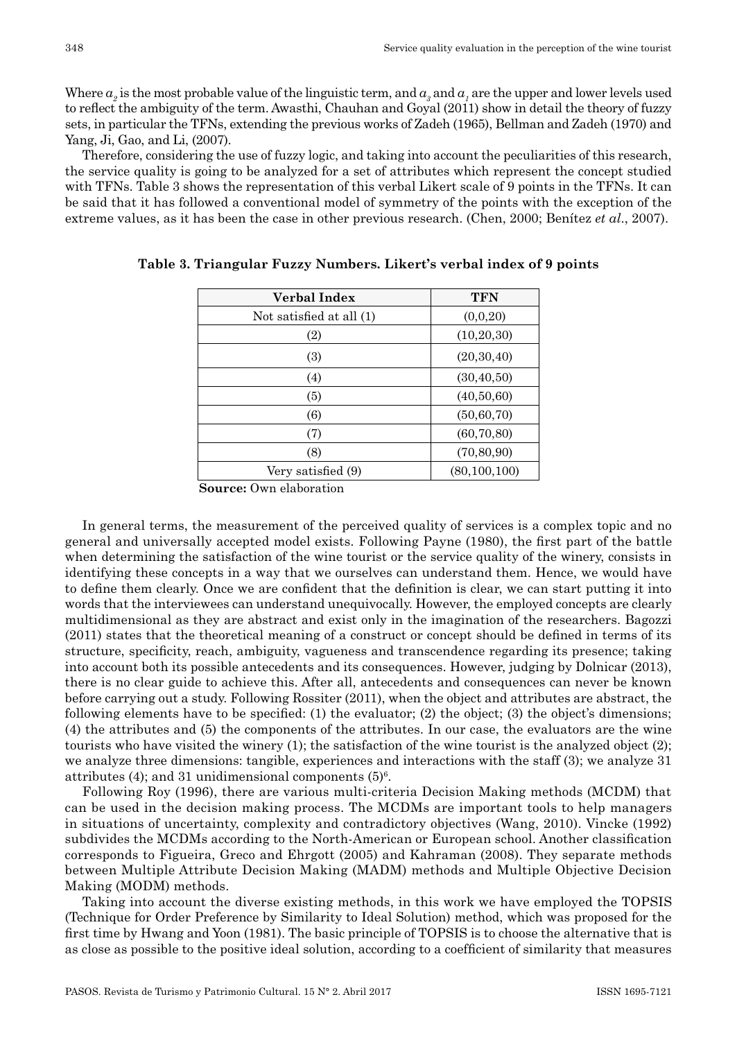Where $a_2$ is the most probable value of the linguistic term, and $a_3$ and $a_1$ are the upper and lower levels used to reflect the ambiguity of the term. Awasthi, Chauhan and Goyal (2011) show in detail the theory of fuzzy sets, in particular the TFNs, extending the previous works of Zadeh (1965), Bellman and Zadeh (1970) and Yang, Ji, Gao, and Li, (2007).

Therefore, considering the use of fuzzy logic, and taking into account the peculiarities of this research, the service quality is going to be analyzed for a set of attributes which represent the concept studied with TFNs. Table 3 shows the representation of this verbal Likert scale of 9 points in the TFNs. It can be said that it has followed a conventional model of symmetry of the points with the exception of the extreme values, as it has been the case in other previous research. (Chen, 2000; Benítez *et al*., 2007).

**Table 3. Triangular Fuzzy Numbers. Likert's verbal index of 9 points**

| Verbal Index | TFN |
|---|---|
| Not satisfied at all (1) | (0,0,20) |
| (2) | (10,20,30) |
| (3) | (20,30,40) |
| (4) | (30,40,50) |
| (5) | (40,50,60) |
| (6) | (50,60,70) |
| (7) | (60,70,80) |
| (8) | (70,80,90) |
| Very satisfied (9) | (80,100,100) |

**Source:** Own elaboration

In general terms, the measurement of the perceived quality of services is a complex topic and no general and universally accepted model exists. Following Payne (1980), the first part of the battle when determining the satisfaction of the wine tourist or the service quality of the winery, consists in identifying these concepts in a way that we ourselves can understand them. Hence, we would have to define them clearly. Once we are confident that the definition is clear, we can start putting it into words that the interviewees can understand unequivocally. However, the employed concepts are clearly multidimensional as they are abstract and exist only in the imagination of the researchers. Bagozzi (2011) states that the theoretical meaning of a construct or concept should be defined in terms of its structure, specificity, reach, ambiguity, vagueness and transcendence regarding its presence; taking into account both its possible antecedents and its consequences. However, judging by Dolnicar (2013), there is no clear guide to achieve this. After all, antecedents and consequences can never be known before carrying out a study. Following Rossiter (2011), when the object and attributes are abstract, the following elements have to be specified: (1) the evaluator; (2) the object; (3) the object's dimensions; (4) the attributes and (5) the components of the attributes. In our case, the evaluators are the wine tourists who have visited the winery (1); the satisfaction of the wine tourist is the analyzed object (2); we analyze three dimensions: tangible, experiences and interactions with the staff (3); we analyze 31 attributes (4); and 31 unidimensional components (5)[6].

Following Roy (1996), there are various multi-criteria Decision Making methods (MCDM) that can be used in the decision making process. The MCDMs are important tools to help managers in situations of uncertainty, complexity and contradictory objectives (Wang, 2010). Vincke (1992) subdivides the MCDMs according to the North-American or European school. Another classification corresponds to Figueira, Greco and Ehrgott (2005) and Kahraman (2008). They separate methods between Multiple Attribute Decision Making (MADM) methods and Multiple Objective Decision Making (MODM) methods.

Taking into account the diverse existing methods, in this work we have employed the TOPSIS (Technique for Order Preference by Similarity to Ideal Solution) method, which was proposed for the first time by Hwang and Yoon (1981). The basic principle of TOPSIS is to choose the alternative that is as close as possible to the positive ideal solution, according to a coefficient of similarity that measures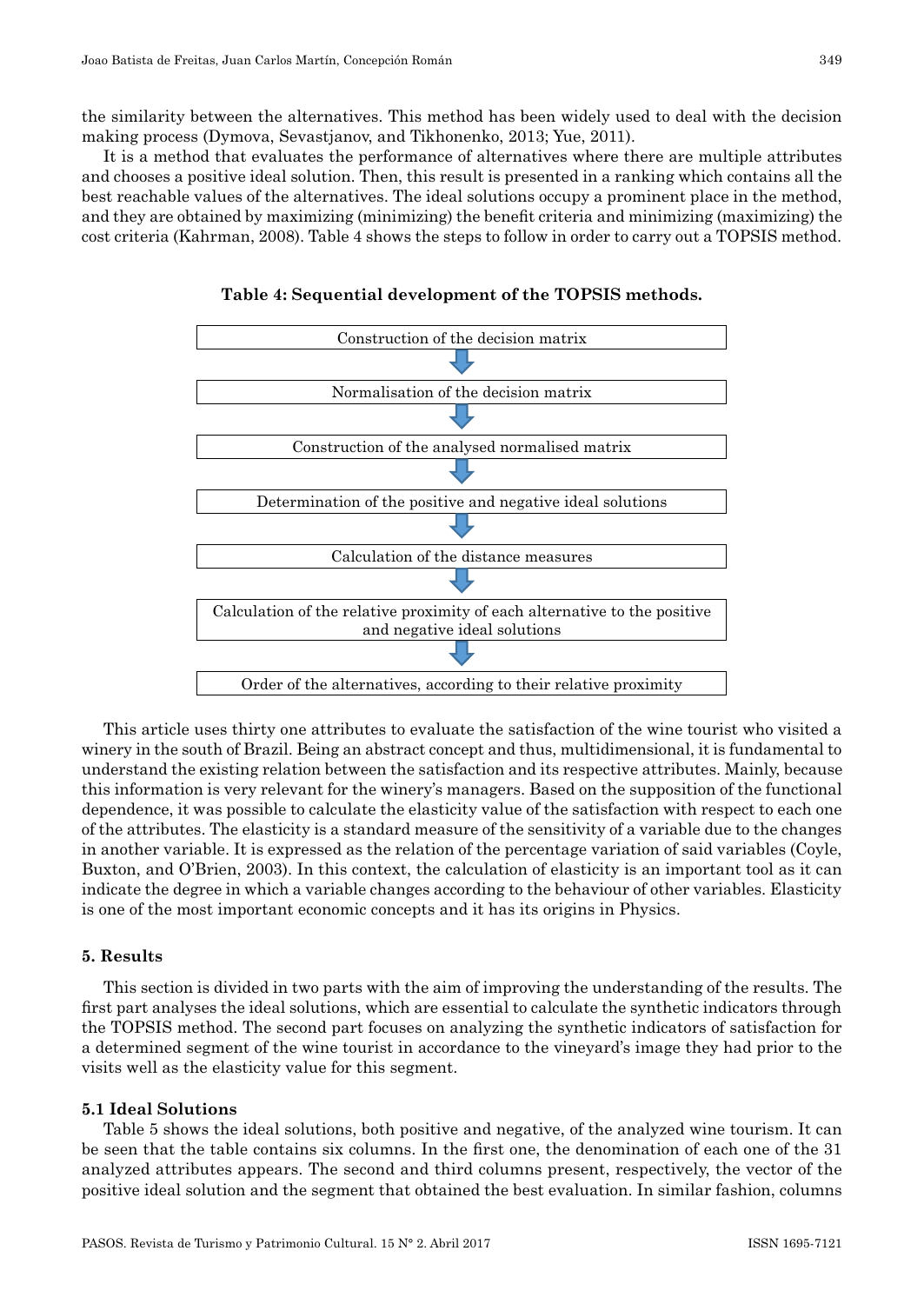the similarity between the alternatives. This method has been widely used to deal with the decision making process (Dymova, Sevastjanov, and Tikhonenko, 2013; Yue, 2011).

It is a method that evaluates the performance of alternatives where there are multiple attributes and chooses a positive ideal solution. Then, this result is presented in a ranking which contains all the best reachable values of the alternatives. The ideal solutions occupy a prominent place in the method, and they are obtained by maximizing (minimizing) the benefit criteria and minimizing (maximizing) the cost criteria (Kahrman, 2008). Table 4 shows the steps to follow in order to carry out a TOPSIS method.

**Table 4: Sequential development of the TOPSIS methods.**

| |
|---|
| Construction of the decision matrix |
| ↓ |
| Normalisation of the decision matrix |
| ↓ |
| Construction of the analysed normalised matrix |
| ↓ |
| Determination of the positive and negative ideal solutions |
| ↓ |
| Calculation of the distance measures |
| ↓ |
| Calculation of the relative proximity of each alternative to the positive and negative ideal solutions |
| ↓ |
| Order of the alternatives, according to their relative proximity |

This article uses thirty one attributes to evaluate the satisfaction of the wine tourist who visited a winery in the south of Brazil. Being an abstract concept and thus, multidimensional, it is fundamental to understand the existing relation between the satisfaction and its respective attributes. Mainly, because this information is very relevant for the winery's managers. Based on the supposition of the functional dependence, it was possible to calculate the elasticity value of the satisfaction with respect to each one of the attributes. The elasticity is a standard measure of the sensitivity of a variable due to the changes in another variable. It is expressed as the relation of the percentage variation of said variables (Coyle, Buxton, and O'Brien, 2003). In this context, the calculation of elasticity is an important tool as it can indicate the degree in which a variable changes according to the behaviour of other variables. Elasticity is one of the most important economic concepts and it has its origins in Physics.

## 5. Results

This section is divided in two parts with the aim of improving the understanding of the results. The first part analyses the ideal solutions, which are essential to calculate the synthetic indicators through the TOPSIS method. The second part focuses on analyzing the synthetic indicators of satisfaction for a determined segment of the wine tourist in accordance to the vineyard's image they had prior to the visits well as the elasticity value for this segment.

### 5.1 Ideal Solutions

Table 5 shows the ideal solutions, both positive and negative, of the analyzed wine tourism. It can be seen that the table contains six columns. In the first one, the denomination of each one of the 31 analyzed attributes appears. The second and third columns present, respectively, the vector of the positive ideal solution and the segment that obtained the best evaluation. In similar fashion, columns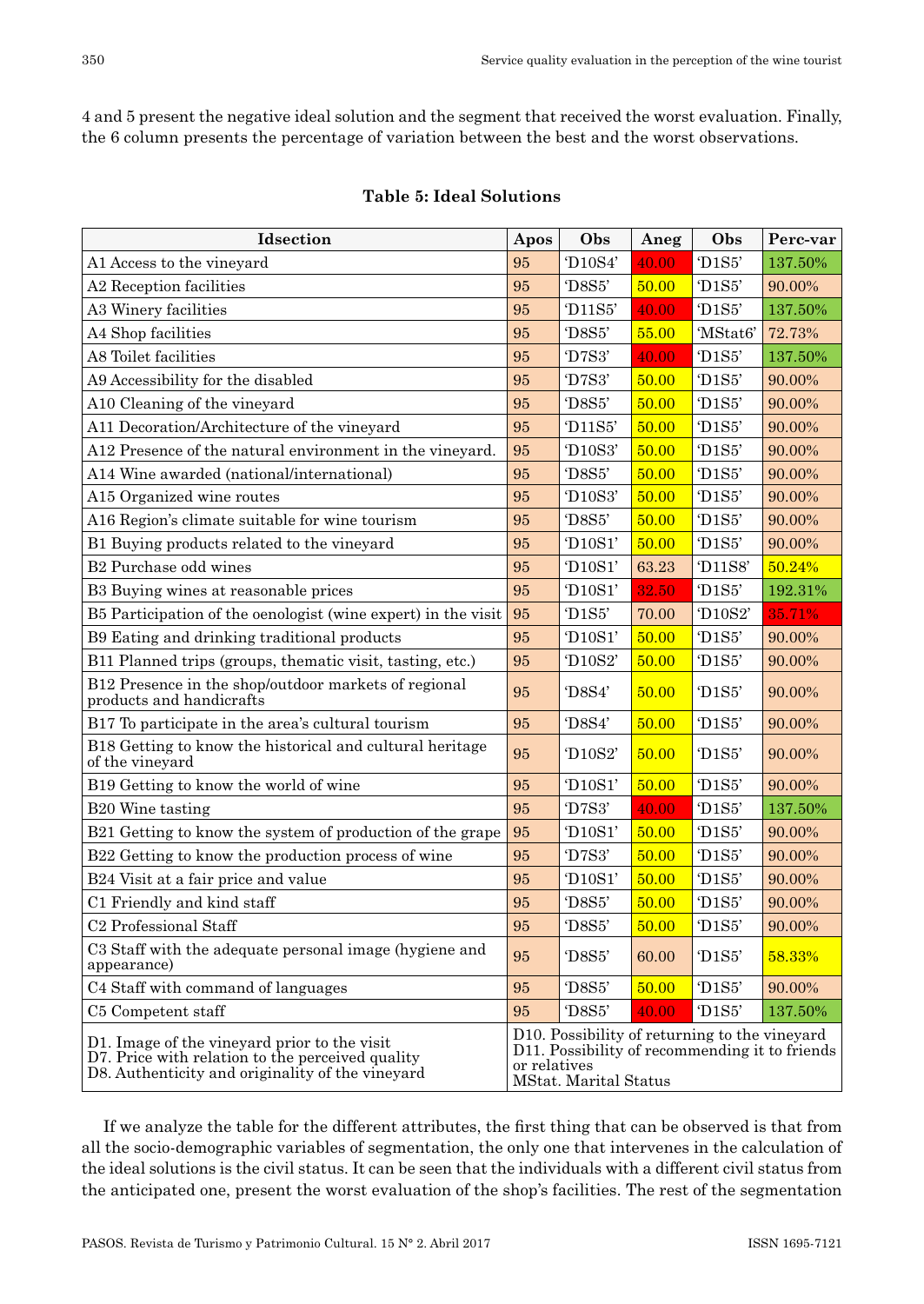4 and 5 present the negative ideal solution and the segment that received the worst evaluation. Finally, the 6 column presents the percentage of variation between the best and the worst observations.

**Table 5: Ideal Solutions**

| Idsection | Apos | Obs | Aneg | Obs | Perc-var |
|---|---|---|---|---|---|
| A1 Access to the vineyard | 95 | 'D10S4' | 40.00 | 'D1S5' | 137.50% |
| A2 Reception facilities | 95 | 'D8S5' | 50.00 | 'D1S5' | 90.00% |
| A3 Winery facilities | 95 | 'D11S5' | 40.00 | 'D1S5' | 137.50% |
| A4 Shop facilities | 95 | 'D8S5' | 55.00 | 'MStat6' | 72.73% |
| A8 Toilet facilities | 95 | 'D7S3' | 40.00 | 'D1S5' | 137.50% |
| A9 Accessibility for the disabled | 95 | 'D7S3' | 50.00 | 'D1S5' | 90.00% |
| A10 Cleaning of the vineyard | 95 | 'D8S5' | 50.00 | 'D1S5' | 90.00% |
| A11 Decoration/Architecture of the vineyard | 95 | 'D11S5' | 50.00 | 'D1S5' | 90.00% |
| A12 Presence of the natural environment in the vineyard. | 95 | 'D10S3' | 50.00 | 'D1S5' | 90.00% |
| A14 Wine awarded (national/international) | 95 | 'D8S5' | 50.00 | 'D1S5' | 90.00% |
| A15 Organized wine routes | 95 | 'D10S3' | 50.00 | 'D1S5' | 90.00% |
| A16 Region's climate suitable for wine tourism | 95 | 'D8S5' | 50.00 | 'D1S5' | 90.00% |
| B1 Buying products related to the vineyard | 95 | 'D10S1' | 50.00 | 'D1S5' | 90.00% |
| B2 Purchase odd wines | 95 | 'D10S1' | 63.23 | 'D11S8' | 50.24% |
| B3 Buying wines at reasonable prices | 95 | 'D10S1' | 32.50 | 'D1S5' | 192.31% |
| B5 Participation of the oenologist (wine expert) in the visit | 95 | 'D1S5' | 70.00 | 'D10S2' | 35.71% |
| B9 Eating and drinking traditional products | 95 | 'D10S1' | 50.00 | 'D1S5' | 90.00% |
| B11 Planned trips (groups, thematic visit, tasting, etc.) | 95 | 'D10S2' | 50.00 | 'D1S5' | 90.00% |
| B12 Presence in the shop/outdoor markets of regional products and handicrafts | 95 | 'D8S4' | 50.00 | 'D1S5' | 90.00% |
| B17 To participate in the area's cultural tourism | 95 | 'D8S4' | 50.00 | 'D1S5' | 90.00% |
| B18 Getting to know the historical and cultural heritage of the vineyard | 95 | 'D10S2' | 50.00 | 'D1S5' | 90.00% |
| B19 Getting to know the world of wine | 95 | 'D10S1' | 50.00 | 'D1S5' | 90.00% |
| B20 Wine tasting | 95 | 'D7S3' | 40.00 | 'D1S5' | 137.50% |
| B21 Getting to know the system of production of the grape | 95 | 'D10S1' | 50.00 | 'D1S5' | 90.00% |
| B22 Getting to know the production process of wine | 95 | 'D7S3' | 50.00 | 'D1S5' | 90.00% |
| B24 Visit at a fair price and value | 95 | 'D10S1' | 50.00 | 'D1S5' | 90.00% |
| C1 Friendly and kind staff | 95 | 'D8S5' | 50.00 | 'D1S5' | 90.00% |
| C2 Professional Staff | 95 | 'D8S5' | 50.00 | 'D1S5' | 90.00% |
| C3 Staff with the adequate personal image (hygiene and appearance) | 95 | 'D8S5' | 60.00 | 'D1S5' | 58.33% |
| C4 Staff with command of languages | 95 | 'D8S5' | 50.00 | 'D1S5' | 90.00% |
| C5 Competent staff | 95 | 'D8S5' | 40.00 | 'D1S5' | 137.50% |
| D1. Image of the vineyard prior to the visit<br>D7. Price with relation to the perceived quality<br>D8. Authenticity and originality of the vineyard | D10. Possibility of returning to the vineyard<br>D11. Possibility of recommending it to friends or relatives<br>MStat. Marital Status | | | | |

If we analyze the table for the different attributes, the first thing that can be observed is that from all the socio-demographic variables of segmentation, the only one that intervenes in the calculation of the ideal solutions is the civil status. It can be seen that the individuals with a different civil status from the anticipated one, present the worst evaluation of the shop's facilities. The rest of the segmentation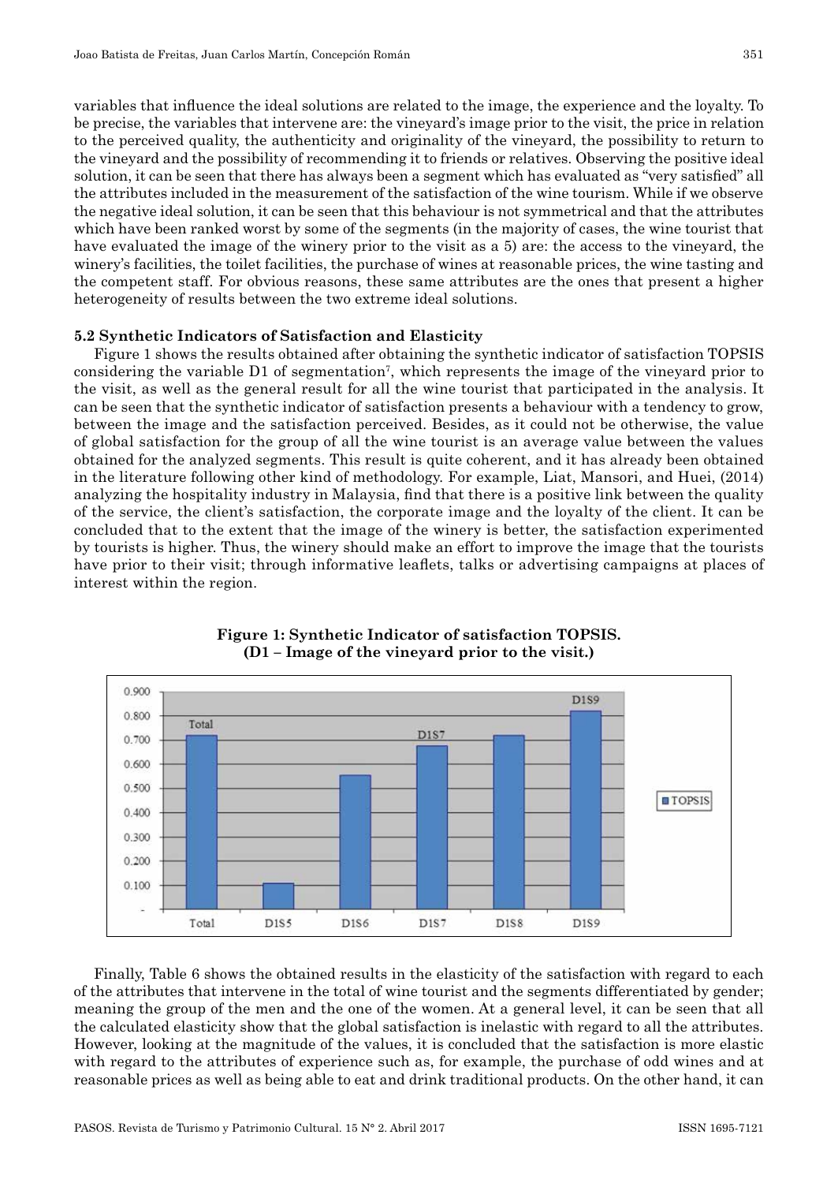variables that influence the ideal solutions are related to the image, the experience and the loyalty. To be precise, the variables that intervene are: the vineyard's image prior to the visit, the price in relation to the perceived quality, the authenticity and originality of the vineyard, the possibility to return to the vineyard and the possibility of recommending it to friends or relatives. Observing the positive ideal solution, it can be seen that there has always been a segment which has evaluated as "very satisfied" all the attributes included in the measurement of the satisfaction of the wine tourism. While if we observe the negative ideal solution, it can be seen that this behaviour is not symmetrical and that the attributes which have been ranked worst by some of the segments (in the majority of cases, the wine tourist that have evaluated the image of the winery prior to the visit as a 5) are: the access to the vineyard, the winery's facilities, the toilet facilities, the purchase of wines at reasonable prices, the wine tasting and the competent staff. For obvious reasons, these same attributes are the ones that present a higher heterogeneity of results between the two extreme ideal solutions.

### 5.2 Synthetic Indicators of Satisfaction and Elasticity

Figure 1 shows the results obtained after obtaining the synthetic indicator of satisfaction TOPSIS considering the variable D1 of segmentation[7], which represents the image of the vineyard prior to the visit, as well as the general result for all the wine tourist that participated in the analysis. It can be seen that the synthetic indicator of satisfaction presents a behaviour with a tendency to grow, between the image and the satisfaction perceived. Besides, as it could not be otherwise, the value of global satisfaction for the group of all the wine tourist is an average value between the values obtained for the analyzed segments. This result is quite coherent, and it has already been obtained in the literature following other kind of methodology. For example, Liat, Mansori, and Huei, (2014) analyzing the hospitality industry in Malaysia, find that there is a positive link between the quality of the service, the client's satisfaction, the corporate image and the loyalty of the client. It can be concluded that to the extent that the image of the winery is better, the satisfaction experimented by tourists is higher. Thus, the winery should make an effort to improve the image that the tourists have prior to their visit; through informative leaflets, talks or advertising campaigns at places of interest within the region.

**Figure 1: Synthetic Indicator of satisfaction TOPSIS.**
**(D1 – Image of the vineyard prior to the visit.)**

Finally, Table 6 shows the obtained results in the elasticity of the satisfaction with regard to each of the attributes that intervene in the total of wine tourist and the segments differentiated by gender; meaning the group of the men and the one of the women. At a general level, it can be seen that all the calculated elasticity show that the global satisfaction is inelastic with regard to all the attributes. However, looking at the magnitude of the values, it is concluded that the satisfaction is more elastic with regard to the attributes of experience such as, for example, the purchase of odd wines and at reasonable prices as well as being able to eat and drink traditional products. On the other hand, it can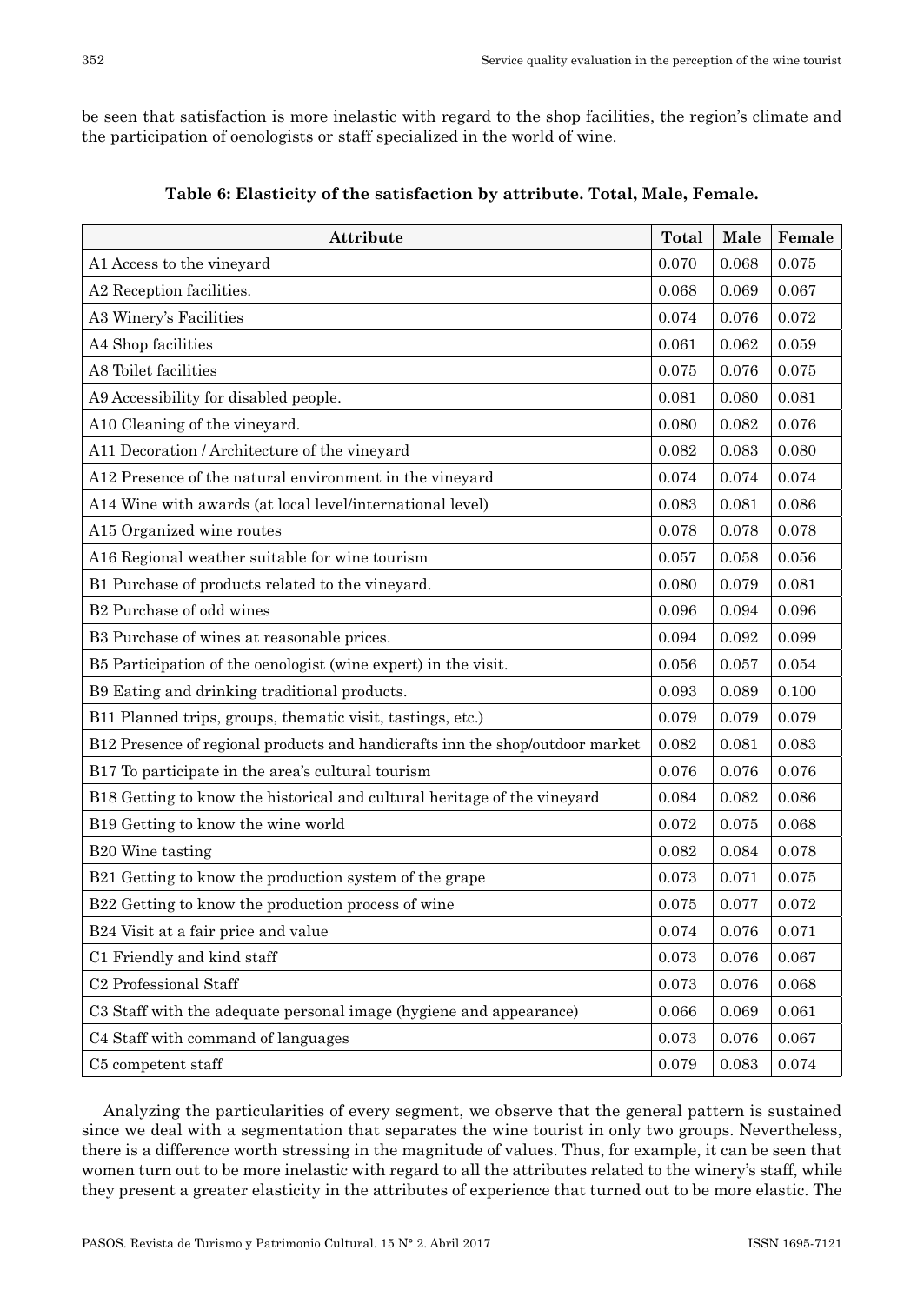be seen that satisfaction is more inelastic with regard to the shop facilities, the region's climate and the participation of oenologists or staff specialized in the world of wine.

**Table 6: Elasticity of the satisfaction by attribute. Total, Male, Female.**

| Attribute | Total | Male | Female |
|---|---|---|---|
| A1 Access to the vineyard | 0.070 | 0.068 | 0.075 |
| A2 Reception facilities. | 0.068 | 0.069 | 0.067 |
| A3 Winery's Facilities | 0.074 | 0.076 | 0.072 |
| A4 Shop facilities | 0.061 | 0.062 | 0.059 |
| A8 Toilet facilities | 0.075 | 0.076 | 0.075 |
| A9 Accessibility for disabled people. | 0.081 | 0.080 | 0.081 |
| A10 Cleaning of the vineyard. | 0.080 | 0.082 | 0.076 |
| A11 Decoration / Architecture of the vineyard | 0.082 | 0.083 | 0.080 |
| A12 Presence of the natural environment in the vineyard | 0.074 | 0.074 | 0.074 |
| A14 Wine with awards (at local level/international level) | 0.083 | 0.081 | 0.086 |
| A15 Organized wine routes | 0.078 | 0.078 | 0.078 |
| A16 Regional weather suitable for wine tourism | 0.057 | 0.058 | 0.056 |
| B1 Purchase of products related to the vineyard. | 0.080 | 0.079 | 0.081 |
| B2 Purchase of odd wines | 0.096 | 0.094 | 0.096 |
| B3 Purchase of wines at reasonable prices. | 0.094 | 0.092 | 0.099 |
| B5 Participation of the oenologist (wine expert) in the visit. | 0.056 | 0.057 | 0.054 |
| B9 Eating and drinking traditional products. | 0.093 | 0.089 | 0.100 |
| B11 Planned trips, groups, thematic visit, tastings, etc.) | 0.079 | 0.079 | 0.079 |
| B12 Presence of regional products and handicrafts inn the shop/outdoor market | 0.082 | 0.081 | 0.083 |
| B17 To participate in the area's cultural tourism | 0.076 | 0.076 | 0.076 |
| B18 Getting to know the historical and cultural heritage of the vineyard | 0.084 | 0.082 | 0.086 |
| B19 Getting to know the wine world | 0.072 | 0.075 | 0.068 |
| B20 Wine tasting | 0.082 | 0.084 | 0.078 |
| B21 Getting to know the production system of the grape | 0.073 | 0.071 | 0.075 |
| B22 Getting to know the production process of wine | 0.075 | 0.077 | 0.072 |
| B24 Visit at a fair price and value | 0.074 | 0.076 | 0.071 |
| C1 Friendly and kind staff | 0.073 | 0.076 | 0.067 |
| C2 Professional Staff | 0.073 | 0.076 | 0.068 |
| C3 Staff with the adequate personal image (hygiene and appearance) | 0.066 | 0.069 | 0.061 |
| C4 Staff with command of languages | 0.073 | 0.076 | 0.067 |
| C5 competent staff | 0.079 | 0.083 | 0.074 |

Analyzing the particularities of every segment, we observe that the general pattern is sustained since we deal with a segmentation that separates the wine tourist in only two groups. Nevertheless, there is a difference worth stressing in the magnitude of values. Thus, for example, it can be seen that women turn out to be more inelastic with regard to all the attributes related to the winery's staff, while they present a greater elasticity in the attributes of experience that turned out to be more elastic. The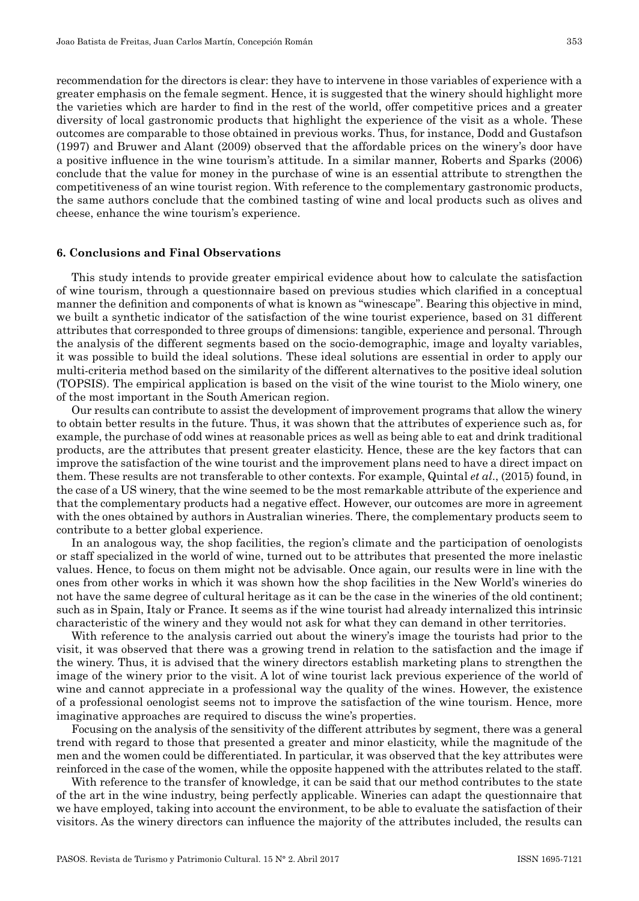recommendation for the directors is clear: they have to intervene in those variables of experience with a greater emphasis on the female segment. Hence, it is suggested that the winery should highlight more the varieties which are harder to find in the rest of the world, offer competitive prices and a greater diversity of local gastronomic products that highlight the experience of the visit as a whole. These outcomes are comparable to those obtained in previous works. Thus, for instance, Dodd and Gustafson (1997) and Bruwer and Alant (2009) observed that the affordable prices on the winery's door have a positive influence in the wine tourism's attitude. In a similar manner, Roberts and Sparks (2006) conclude that the value for money in the purchase of wine is an essential attribute to strengthen the competitiveness of an wine tourist region. With reference to the complementary gastronomic products, the same authors conclude that the combined tasting of wine and local products such as olives and cheese, enhance the wine tourism's experience.

## 6. Conclusions and Final Observations

This study intends to provide greater empirical evidence about how to calculate the satisfaction of wine tourism, through a questionnaire based on previous studies which clarified in a conceptual manner the definition and components of what is known as "winescape". Bearing this objective in mind, we built a synthetic indicator of the satisfaction of the wine tourist experience, based on 31 different attributes that corresponded to three groups of dimensions: tangible, experience and personal. Through the analysis of the different segments based on the socio-demographic, image and loyalty variables, it was possible to build the ideal solutions. These ideal solutions are essential in order to apply our multi-criteria method based on the similarity of the different alternatives to the positive ideal solution (TOPSIS). The empirical application is based on the visit of the wine tourist to the Miolo winery, one of the most important in the South American region.

Our results can contribute to assist the development of improvement programs that allow the winery to obtain better results in the future. Thus, it was shown that the attributes of experience such as, for example, the purchase of odd wines at reasonable prices as well as being able to eat and drink traditional products, are the attributes that present greater elasticity. Hence, these are the key factors that can improve the satisfaction of the wine tourist and the improvement plans need to have a direct impact on them. These results are not transferable to other contexts. For example, Quintal *et al*., (2015) found, in the case of a US winery, that the wine seemed to be the most remarkable attribute of the experience and that the complementary products had a negative effect. However, our outcomes are more in agreement with the ones obtained by authors in Australian wineries. There, the complementary products seem to contribute to a better global experience.

In an analogous way, the shop facilities, the region's climate and the participation of oenologists or staff specialized in the world of wine, turned out to be attributes that presented the more inelastic values. Hence, to focus on them might not be advisable. Once again, our results were in line with the ones from other works in which it was shown how the shop facilities in the New World's wineries do not have the same degree of cultural heritage as it can be the case in the wineries of the old continent; such as in Spain, Italy or France. It seems as if the wine tourist had already internalized this intrinsic characteristic of the winery and they would not ask for what they can demand in other territories.

With reference to the analysis carried out about the winery's image the tourists had prior to the visit, it was observed that there was a growing trend in relation to the satisfaction and the image if the winery. Thus, it is advised that the winery directors establish marketing plans to strengthen the image of the winery prior to the visit. A lot of wine tourist lack previous experience of the world of wine and cannot appreciate in a professional way the quality of the wines. However, the existence of a professional oenologist seems not to improve the satisfaction of the wine tourism. Hence, more imaginative approaches are required to discuss the wine's properties.

Focusing on the analysis of the sensitivity of the different attributes by segment, there was a general trend with regard to those that presented a greater and minor elasticity, while the magnitude of the men and the women could be differentiated. In particular, it was observed that the key attributes were reinforced in the case of the women, while the opposite happened with the attributes related to the staff.

With reference to the transfer of knowledge, it can be said that our method contributes to the state of the art in the wine industry, being perfectly applicable. Wineries can adapt the questionnaire that we have employed, taking into account the environment, to be able to evaluate the satisfaction of their visitors. As the winery directors can influence the majority of the attributes included, the results can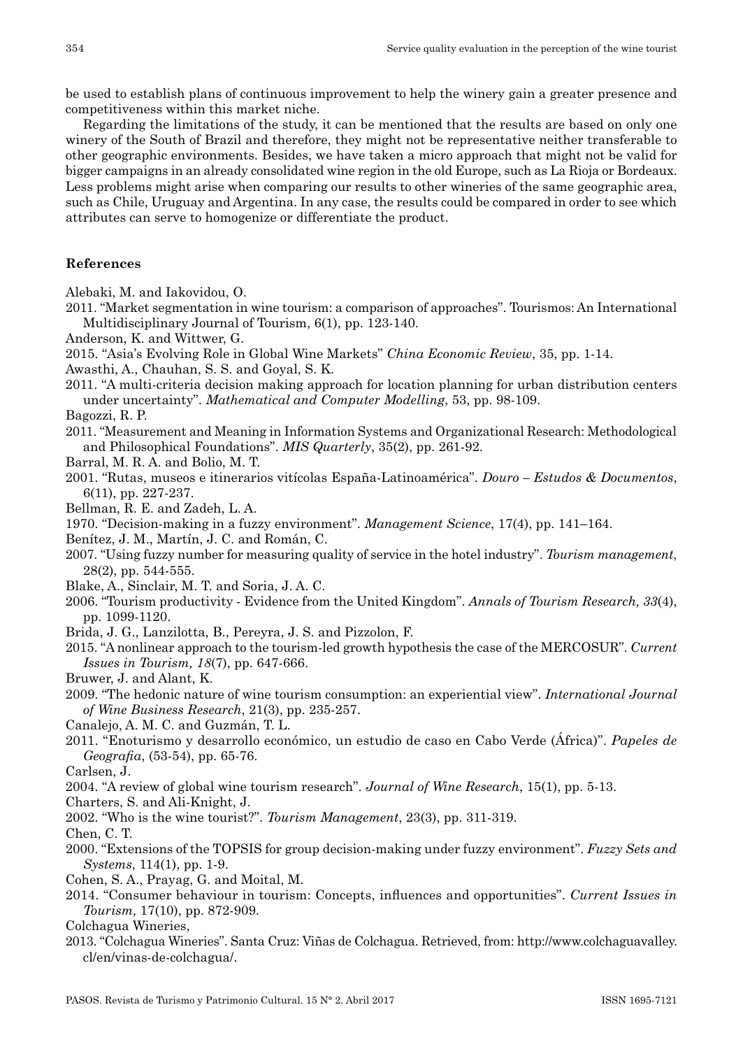be used to establish plans of continuous improvement to help the winery gain a greater presence and competitiveness within this market niche.

Regarding the limitations of the study, it can be mentioned that the results are based on only one winery of the South of Brazil and therefore, they might not be representative neither transferable to other geographic environments. Besides, we have taken a micro approach that might not be valid for bigger campaigns in an already consolidated wine region in the old Europe, such as La Rioja or Bordeaux. Less problems might arise when comparing our results to other wineries of the same geographic area, such as Chile, Uruguay and Argentina. In any case, the results could be compared in order to see which attributes can serve to homogenize or differentiate the product.

## References

Alebaki, M. and Iakovidou, O.

2011. "Market segmentation in wine tourism: a comparison of approaches". Tourismos: An International Multidisciplinary Journal of Tourism, 6(1), pp. 123-140.

Anderson, K. and Wittwer, G.

2015. "Asia's Evolving Role in Global Wine Markets" *China Economic Review*, 35, pp. 1-14.

Awasthi, A., Chauhan, S. S. and Goyal, S. K.

2011. "A multi-criteria decision making approach for location planning for urban distribution centers under uncertainty". *Mathematical and Computer Modelling*, 53, pp. 98-109.

Bagozzi, R. P.

2011. "Measurement and Meaning in Information Systems and Organizational Research: Methodological and Philosophical Foundations". *MIS Quarterly*, 35(2), pp. 261-92.

Barral, M. R. A. and Bolio, M. T.

2001. "Rutas, museos e itinerarios vitícolas España-Latinoamérica". *Douro – Estudos & Documentos*, 6(11), pp. 227-237.

Bellman, R. E. and Zadeh, L. A.

1970. "Decision-making in a fuzzy environment". *Management Science*, 17(4), pp. 141–164.

Benítez, J. M., Martín, J. C. and Román, C.

2007. "Using fuzzy number for measuring quality of service in the hotel industry". *Tourism management*, 28(2), pp. 544-555.

Blake, A., Sinclair, M. T. and Soria, J. A. C.

2006. "Tourism productivity - Evidence from the United Kingdom". *Annals of Tourism Research, 33*(4), pp. 1099-1120.

Brida, J. G., Lanzilotta, B., Pereyra, J. S. and Pizzolon, F.

2015. "A nonlinear approach to the tourism-led growth hypothesis the case of the MERCOSUR". *Current Issues in Tourism, 18*(7), pp. 647-666.

Bruwer, J. and Alant, K.

2009. "The hedonic nature of wine tourism consumption: an experiential view". *International Journal of Wine Business Research*, 21(3), pp. 235-257.

Canalejo, A. M. C. and Guzmán, T. L.

2011. "Enoturismo y desarrollo económico, un estudio de caso en Cabo Verde (África)". *Papeles de Geografia*, (53-54), pp. 65-76.

Carlsen, J.

2004. "A review of global wine tourism research". *Journal of Wine Research*, 15(1), pp. 5-13.

Charters, S. and Ali-Knight, J.

2002. "Who is the wine tourist?". *Tourism Management*, 23(3), pp. 311-319.

Chen, C. T.

2000. "Extensions of the TOPSIS for group decision-making under fuzzy environment". *Fuzzy Sets and Systems*, 114(1), pp. 1-9.

Cohen, S. A., Prayag, G. and Moital, M.

2014. "Consumer behaviour in tourism: Concepts, influences and opportunities". *Current Issues in Tourism,* 17(10), pp. 872-909.

Colchagua Wineries,

2013. "Colchagua Wineries". Santa Cruz: Viñas de Colchagua. Retrieved, from: http://www.colchaguavalley.cl/en/vinas-de-colchagua/.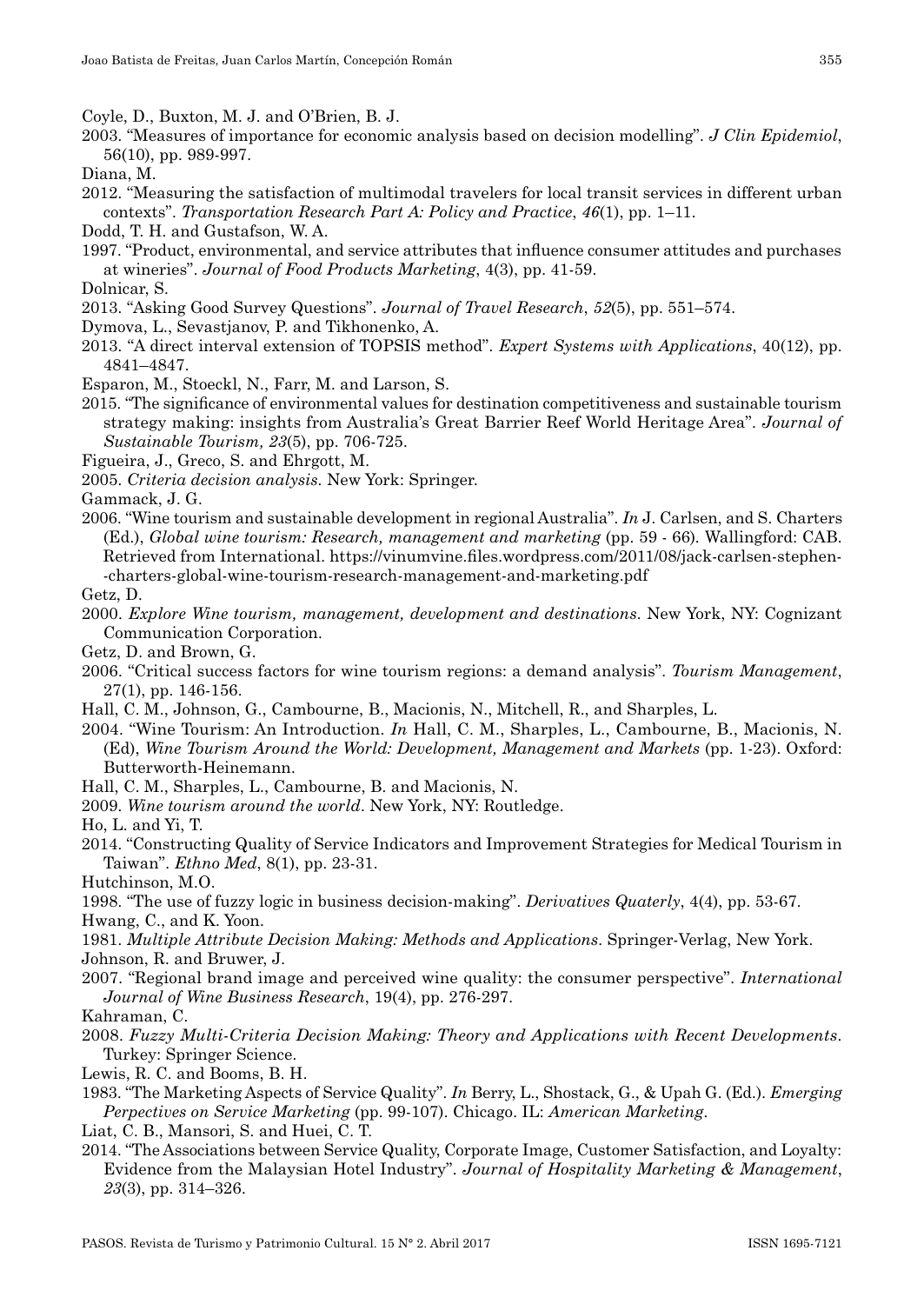Coyle, D., Buxton, M. J. and O'Brien, B. J.

2003. "Measures of importance for economic analysis based on decision modelling". *J Clin Epidemiol*, 56(10), pp. 989-997.

Diana, M.

2012. "Measuring the satisfaction of multimodal travelers for local transit services in different urban contexts". *Transportation Research Part A: Policy and Practice*, *46*(1), pp. 1–11.

Dodd, T. H. and Gustafson, W. A.

1997. "Product, environmental, and service attributes that influence consumer attitudes and purchases at wineries". *Journal of Food Products Marketing*, 4(3), pp. 41-59.

Dolnicar, S.

2013. "Asking Good Survey Questions". *Journal of Travel Research*, *52*(5), pp. 551–574.

Dymova, L., Sevastjanov, P. and Tikhonenko, A.

2013. "A direct interval extension of TOPSIS method". *Expert Systems with Applications*, 40(12), pp. 4841–4847.

Esparon, M., Stoeckl, N., Farr, M. and Larson, S.

2015. "The significance of environmental values for destination competitiveness and sustainable tourism strategy making: insights from Australia's Great Barrier Reef World Heritage Area". *Journal of Sustainable Tourism, 23*(5), pp. 706-725.

Figueira, J., Greco, S. and Ehrgott, M.

2005. *Criteria decision analysis*. New York: Springer.

Gammack, J. G.

2006. "Wine tourism and sustainable development in regional Australia". *In* J. Carlsen, and S. Charters (Ed.), *Global wine tourism: Research, management and marketing* (pp. 59 - 66). Wallingford: CAB. Retrieved from International. https://vinumvine.files.wordpress.com/2011/08/jack-carlsen-stephen--charters-global-wine-tourism-research-management-and-marketing.pdf

Getz, D.

2000. *Explore Wine tourism, management, development and destinations*. New York, NY: Cognizant Communication Corporation.

Getz, D. and Brown, G.

2006. "Critical success factors for wine tourism regions: a demand analysis". *Tourism Management*, 27(1), pp. 146-156.

Hall, C. M., Johnson, G., Cambourne, B., Macionis, N., Mitchell, R., and Sharples, L.

2004. "Wine Tourism: An Introduction. *In* Hall, C. M., Sharples, L., Cambourne, B., Macionis, N. (Ed), *Wine Tourism Around the World: Development, Management and Markets* (pp. 1-23). Oxford: Butterworth-Heinemann.

Hall, C. M., Sharples, L., Cambourne, B. and Macionis, N.

2009. *Wine tourism around the world*. New York, NY: Routledge.

Ho, L. and Yi, T.

2014. "Constructing Quality of Service Indicators and Improvement Strategies for Medical Tourism in Taiwan". *Ethno Med*, 8(1), pp. 23-31.

Hutchinson, M.O.

1998. "The use of fuzzy logic in business decision-making". *Derivatives Quaterly*, 4(4), pp. 53-67.

Hwang, C., and K. Yoon.

1981. *Multiple Attribute Decision Making: Methods and Applications*. Springer-Verlag, New York.

Johnson, R. and Bruwer, J.

2007. "Regional brand image and perceived wine quality: the consumer perspective". *International Journal of Wine Business Research*, 19(4), pp. 276-297.

Kahraman, C.

2008. *Fuzzy Multi-Criteria Decision Making: Theory and Applications with Recent Developments*. Turkey: Springer Science.

Lewis, R. C. and Booms, B. H.

1983. "The Marketing Aspects of Service Quality". *In* Berry, L., Shostack, G., & Upah G. (Ed.). *Emerging Perpectives on Service Marketing* (pp. 99-107). Chicago. IL: *American Marketing*.

Liat, C. B., Mansori, S. and Huei, C. T.

2014. "The Associations between Service Quality, Corporate Image, Customer Satisfaction, and Loyalty: Evidence from the Malaysian Hotel Industry". *Journal of Hospitality Marketing & Management*, *23*(3), pp. 314–326.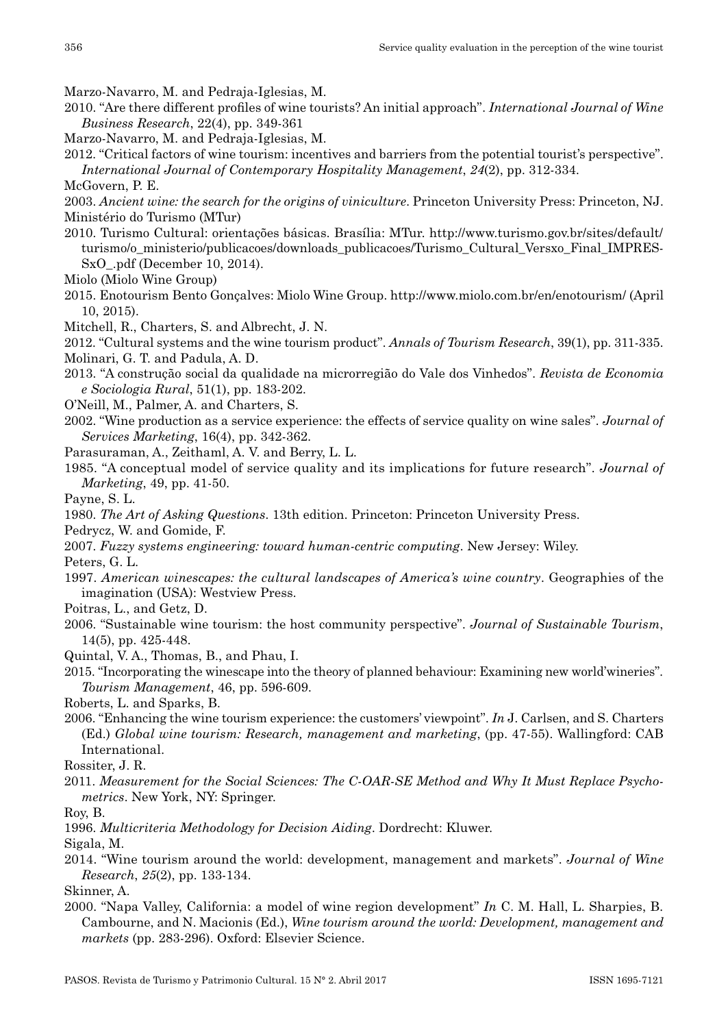Marzo-Navarro, M. and Pedraja-Iglesias, M.

2010. "Are there different profiles of wine tourists? An initial approach". *International Journal of Wine Business Research*, 22(4), pp. 349-361

Marzo-Navarro, M. and Pedraja-Iglesias, M.

2012. "Critical factors of wine tourism: incentives and barriers from the potential tourist's perspective". *International Journal of Contemporary Hospitality Management*, *24*(2), pp. 312-334.

McGovern, P. E.

2003. *Ancient wine: the search for the origins of viniculture*. Princeton University Press: Princeton, NJ.

Ministério do Turismo (MTur)

2010. Turismo Cultural: orientações básicas. Brasília: MTur. http://www.turismo.gov.br/sites/default/turismo/o_ministerio/publicacoes/downloads_publicacoes/Turismo_Cultural_Versxo_Final_IMPRES-SxO_.pdf (December 10, 2014).

Miolo (Miolo Wine Group)

2015. Enotourism Bento Gonçalves: Miolo Wine Group. http://www.miolo.com.br/en/enotourism/ (April 10, 2015).

Mitchell, R., Charters, S. and Albrecht, J. N.

2012. "Cultural systems and the wine tourism product". *Annals of Tourism Research*, 39(1), pp. 311-335.

Molinari, G. T. and Padula, A. D.

2013. "A construção social da qualidade na microrregião do Vale dos Vinhedos". *Revista de Economia e Sociologia Rural*, 51(1), pp. 183-202.

O'Neill, M., Palmer, A. and Charters, S.

2002. "Wine production as a service experience: the effects of service quality on wine sales". *Journal of Services Marketing*, 16(4), pp. 342-362.

Parasuraman, A., Zeithaml, A. V. and Berry, L. L.

1985. "A conceptual model of service quality and its implications for future research". *Journal of Marketing*, 49, pp. 41-50.

Payne, S. L.

1980. *The Art of Asking Questions*. 13th edition. Princeton: Princeton University Press.

Pedrycz, W. and Gomide, F.

2007. *Fuzzy systems engineering: toward human-centric computing*. New Jersey: Wiley.

Peters, G. L.

1997. *American winescapes: the cultural landscapes of America's wine country*. Geographies of the imagination (USA): Westview Press.

Poitras, L., and Getz, D.

2006. "Sustainable wine tourism: the host community perspective". *Journal of Sustainable Tourism*, 14(5), pp. 425-448.

Quintal, V. A., Thomas, B., and Phau, I.

2015. "Incorporating the winescape into the theory of planned behaviour: Examining new world'wineries". *Tourism Management*, 46, pp. 596-609.

Roberts, L. and Sparks, B.

2006. "Enhancing the wine tourism experience: the customers' viewpoint". *In* J. Carlsen, and S. Charters (Ed.) *Global wine tourism: Research, management and marketing*, (pp. 47-55). Wallingford: CAB International.

Rossiter, J. R.

2011. *Measurement for the Social Sciences: The C-OAR-SE Method and Why It Must Replace Psychometrics*. New York, NY: Springer.

Roy, B.

1996. *Multicriteria Methodology for Decision Aiding*. Dordrecht: Kluwer.

Sigala, M.

2014. "Wine tourism around the world: development, management and markets". *Journal of Wine Research*, *25*(2), pp. 133-134.

Skinner, A.

2000. "Napa Valley, California: a model of wine region development" *In* C. M. Hall, L. Sharpies, B. Cambourne, and N. Macionis (Ed.), *Wine tourism around the world: Development, management and markets* (pp. 283-296). Oxford: Elsevier Science.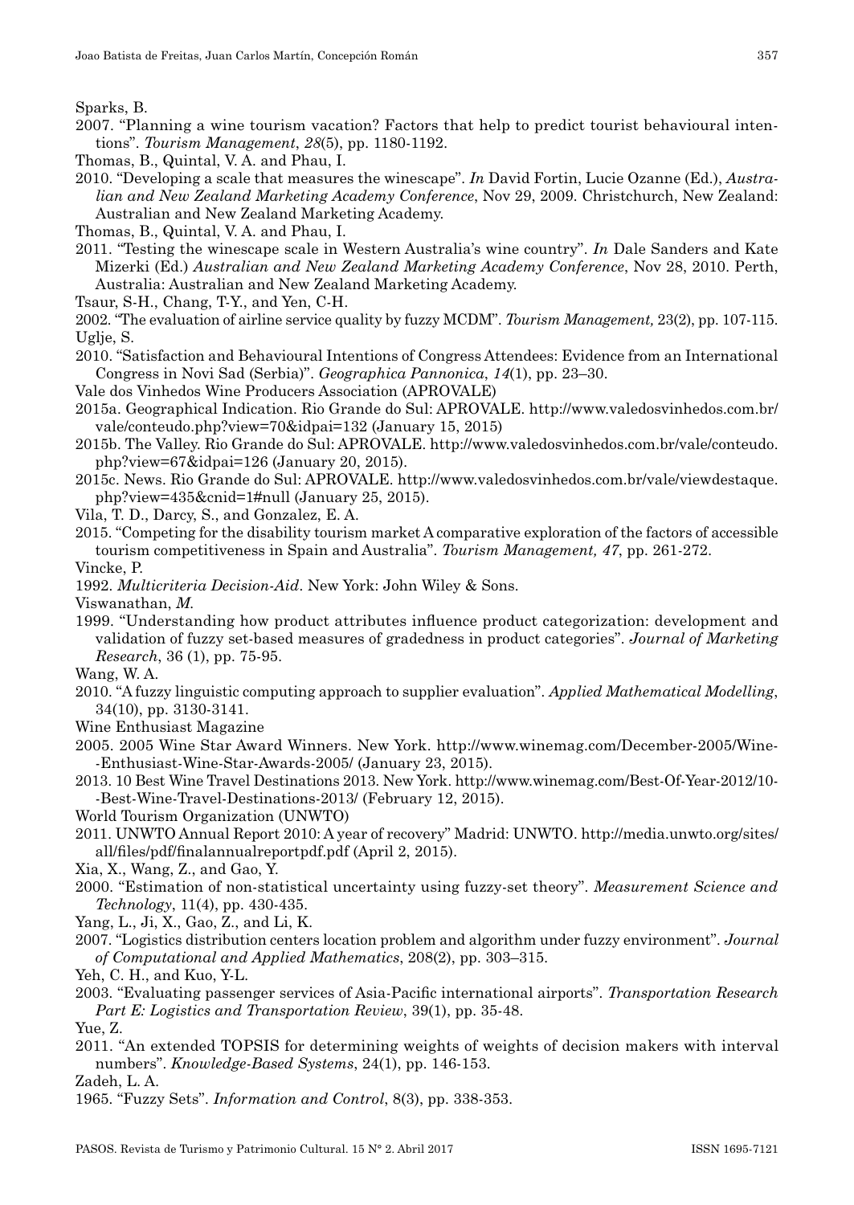Sparks, B.

2007. "Planning a wine tourism vacation? Factors that help to predict tourist behavioural intentions". *Tourism Management*, *28*(5), pp. 1180-1192.

Thomas, B., Quintal, V. A. and Phau, I.

2010. "Developing a scale that measures the winescape". *In* David Fortin, Lucie Ozanne (Ed.), *Australian and New Zealand Marketing Academy Conference*, Nov 29, 2009. Christchurch, New Zealand: Australian and New Zealand Marketing Academy.

Thomas, B., Quintal, V. A. and Phau, I.

2011. "Testing the winescape scale in Western Australia's wine country". *In* Dale Sanders and Kate Mizerki (Ed.) *Australian and New Zealand Marketing Academy Conference*, Nov 28, 2010. Perth, Australia: Australian and New Zealand Marketing Academy.

Tsaur, S-H., Chang, T-Y., and Yen, C-H.

2002. "The evaluation of airline service quality by fuzzy MCDM". *Tourism Management,* 23(2), pp. 107-115.

Uglje, S.

2010. "Satisfaction and Behavioural Intentions of Congress Attendees: Evidence from an International Congress in Novi Sad (Serbia)". *Geographica Pannonica*, *14*(1), pp. 23–30.

Vale dos Vinhedos Wine Producers Association (APROVALE)

2015a. Geographical Indication. Rio Grande do Sul: APROVALE. http://www.valedosvinhedos.com.br/vale/conteudo.php?view=70&idpai=132 (January 15, 2015)

2015b. The Valley. Rio Grande do Sul: APROVALE. http://www.valedosvinhedos.com.br/vale/conteudo.php?view=67&idpai=126 (January 20, 2015).

2015c. News. Rio Grande do Sul: APROVALE. http://www.valedosvinhedos.com.br/vale/viewdestaque.php?view=435&cnid=1#null (January 25, 2015).

Vila, T. D., Darcy, S., and Gonzalez, E. A.

2015. "Competing for the disability tourism market A comparative exploration of the factors of accessible tourism competitiveness in Spain and Australia". *Tourism Management, 47*, pp. 261-272.

Vincke, P.

1992. *Multicriteria Decision-Aid*. New York: John Wiley & Sons.

Viswanathan, *M.*

1999. "Understanding how product attributes influence product categorization: development and validation of fuzzy set-based measures of gradedness in product categories". *Journal of Marketing Research*, 36 (1), pp. 75-95.

Wang, W. A.

2010. "A fuzzy linguistic computing approach to supplier evaluation". *Applied Mathematical Modelling*, 34(10), pp. 3130-3141.

Wine Enthusiast Magazine

2005. 2005 Wine Star Award Winners. New York. http://www.winemag.com/December-2005/Wine--Enthusiast-Wine-Star-Awards-2005/ (January 23, 2015).

2013. 10 Best Wine Travel Destinations 2013. New York. http://www.winemag.com/Best-Of-Year-2012/10--Best-Wine-Travel-Destinations-2013/ (February 12, 2015).

World Tourism Organization (UNWTO)

2011. UNWTO Annual Report 2010: A year of recovery" Madrid: UNWTO. http://media.unwto.org/sites/all/files/pdf/finalannualreportpdf.pdf (April 2, 2015).

Xia, X., Wang, Z., and Gao, Y.

2000. "Estimation of non-statistical uncertainty using fuzzy-set theory". *Measurement Science and Technology*, 11(4), pp. 430-435.

Yang, L., Ji, X., Gao, Z., and Li, K.

2007. "Logistics distribution centers location problem and algorithm under fuzzy environment". *Journal of Computational and Applied Mathematics*, 208(2), pp. 303–315.

Yeh, C. H., and Kuo, Y-L.

2003. "Evaluating passenger services of Asia-Pacific international airports". *Transportation Research Part E: Logistics and Transportation Review*, 39(1), pp. 35-48.

Yue, Z.

2011. "An extended TOPSIS for determining weights of weights of decision makers with interval numbers". *Knowledge-Based Systems*, 24(1), pp. 146-153.

Zadeh, L. A.

1965. "Fuzzy Sets". *Information and Control*, 8(3), pp. 338-353.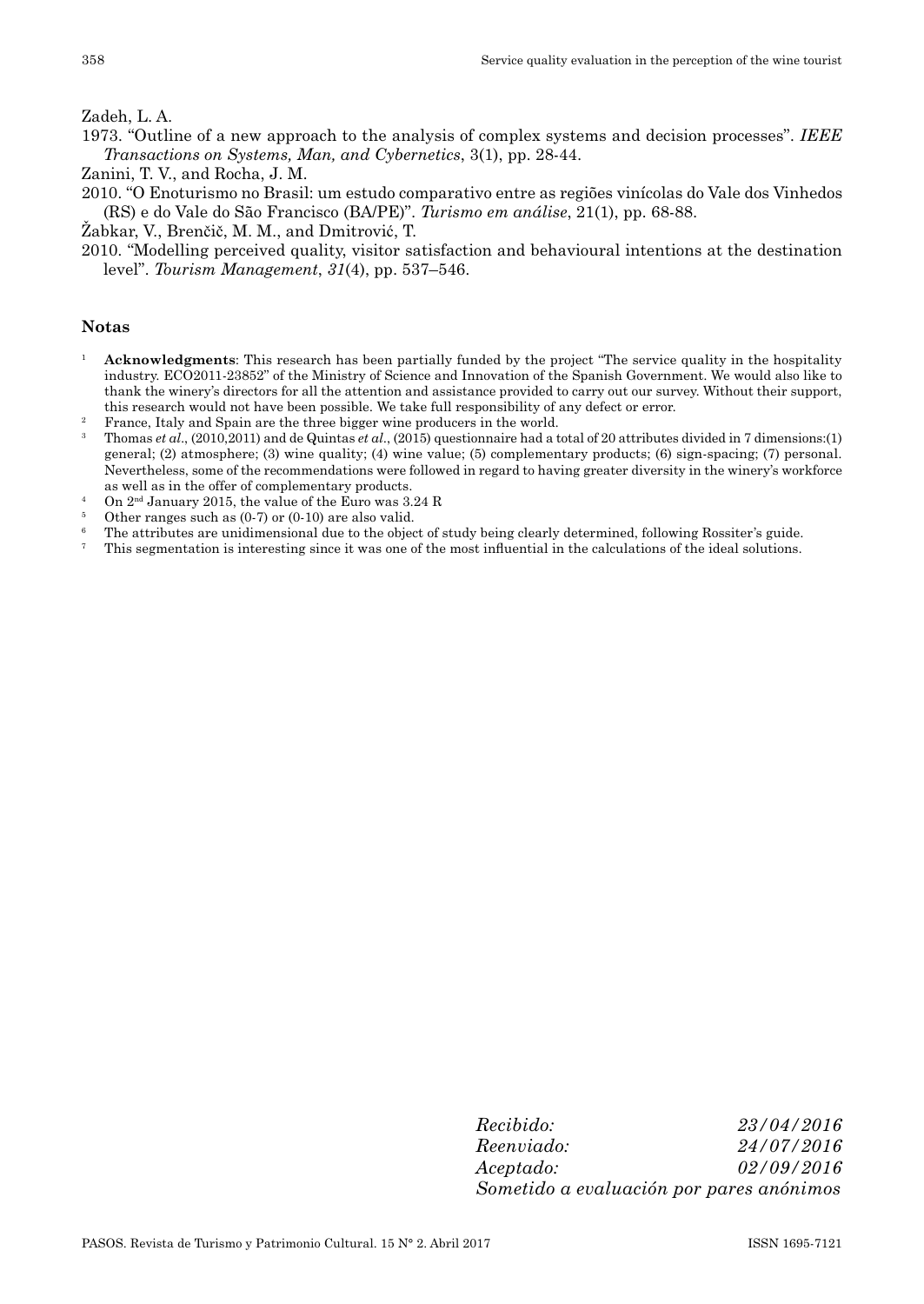Zadeh, L. A.

1973. "Outline of a new approach to the analysis of complex systems and decision processes". *IEEE Transactions on Systems, Man, and Cybernetics*, 3(1), pp. 28-44.

Zanini, T. V., and Rocha, J. M.

2010. "O Enoturismo no Brasil: um estudo comparativo entre as regiões vinícolas do Vale dos Vinhedos (RS) e do Vale do São Francisco (BA/PE)". *Turismo em análise*, 21(1), pp. 68-88.

Žabkar, V., Brenčič, M. M., and Dmitrović, T.

2010. "Modelling perceived quality, visitor satisfaction and behavioural intentions at the destination level". *Tourism Management*, *31*(4), pp. 537–546.

## Notas

1. **Acknowledgments**: This research has been partially funded by the project "The service quality in the hospitality industry. ECO2011-23852" of the Ministry of Science and Innovation of the Spanish Government. We would also like to thank the winery's directors for all the attention and assistance provided to carry out our survey. Without their support, this research would not have been possible. We take full responsibility of any defect or error.
2. France, Italy and Spain are the three bigger wine producers in the world.
3. Thomas *et al*., (2010,2011) and de Quintas *et al*., (2015) questionnaire had a total of 20 attributes divided in 7 dimensions:(1) general; (2) atmosphere; (3) wine quality; (4) wine value; (5) complementary products; (6) sign-spacing; (7) personal. Nevertheless, some of the recommendations were followed in regard to having greater diversity in the winery's workforce as well as in the offer of complementary products.
4. On 2nd January 2015, the value of the Euro was 3.24 R
5. Other ranges such as (0-7) or (0-10) are also valid.
6. The attributes are unidimensional due to the object of study being clearly determined, following Rossiter's guide.
7. This segmentation is interesting since it was one of the most influential in the calculations of the ideal solutions.

| | |
|---|---|
| *Recibido:* | *23/04/2016* |
| *Reenviado:* | *24/07/2016* |
| *Aceptado:* | *02/09/2016* |

*Sometido a evaluación por pares anónimos*